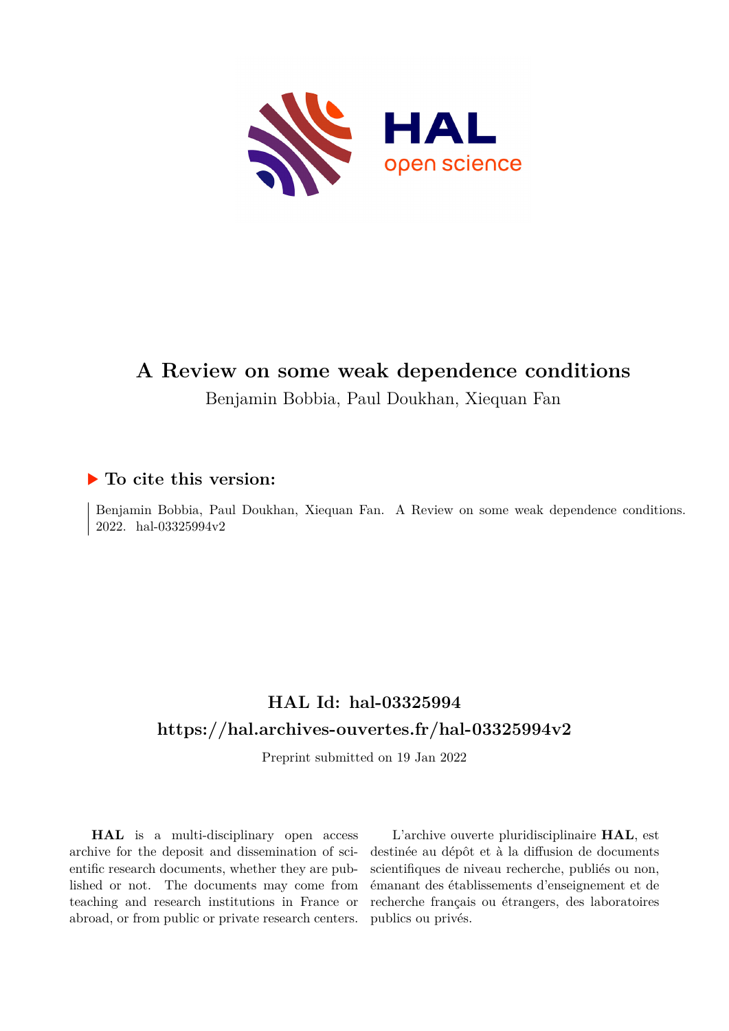# A Review on some weak dependence conditions

Benjamin Bobbia, Paul Doukhan, Xiequan Fan

## ▶ To cite this version:

Benjamin Bobbia, Paul Doukhan, Xiequan Fan. A Review on some weak dependence conditions. 2022. hal-03325994v2

## HAL Id: hal-03325994

## https://hal.archives-ouvertes.fr/hal-03325994v2

Preprint submitted on 19 Jan 2022

**HAL** is a multi-disciplinary open access archive for the deposit and dissemination of scientific research documents, whether they are published or not. The documents may come from teaching and research institutions in France or abroad, or from public or private research centers.

L'archive ouverte pluridisciplinaire **HAL**, est destinée au dépôt et à la diffusion de documents scientifiques de niveau recherche, publiés ou non, émanant des établissements d'enseignement et de recherche français ou étrangers, des laboratoires publics ou privés.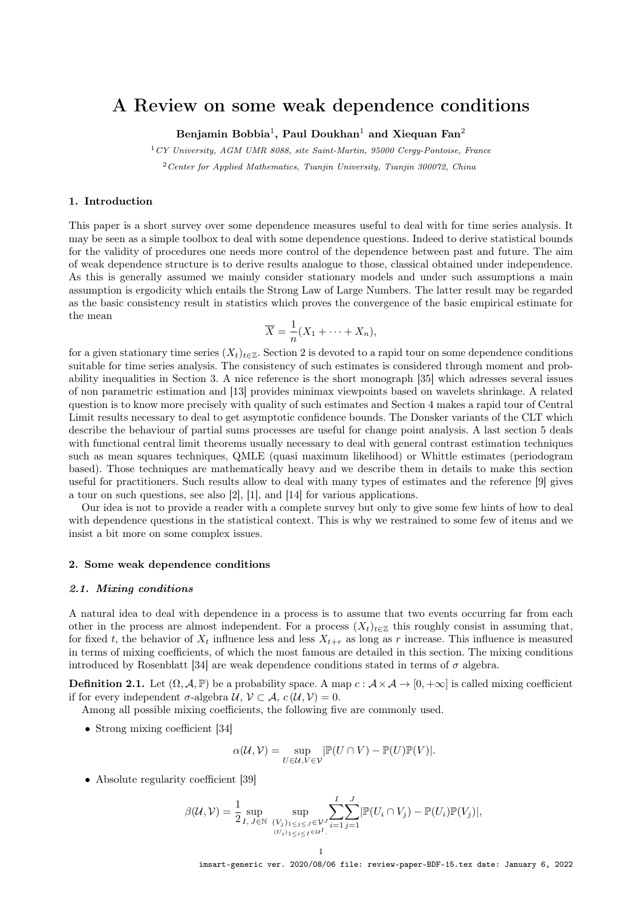# A Review on some weak dependence conditions

**Benjamin Bobbia**[1], **Paul Doukhan**[1] **and Xiequan Fan**[2]

[1] *CY University, AGM UMR 8088, site Saint-Martin, 95000 Cergy-Pontoise, France*

[2] *Center for Applied Mathematics, Tianjin University, Tianjin 300072, China*

## 1. Introduction

This paper is a short survey over some dependence measures useful to deal with for time series analysis. It may be seen as a simple toolbox to deal with some dependence questions. Indeed to derive statistical bounds for the validity of procedures one needs more control of the dependence between past and future. The aim of weak dependence structure is to derive results analogue to those, classical obtained under independence. As this is generally assumed we mainly consider stationary models and under such assumptions a main assumption is ergodicity which entails the Strong Law of Large Numbers. The latter result may be regarded as the basic consistency result in statistics which proves the convergence of the basic empirical estimate for the mean

$$\overline{X} = \frac{1}{n}(X_1 + \cdots + X_n),$$

for a given stationary time series $(X_t)_{t\in\mathbb{Z}}$. Section 2 is devoted to a rapid tour on some dependence conditions suitable for time series analysis. The consistency of such estimates is considered through moment and probability inequalities in Section 3. A nice reference is the short monograph [35] which adresses several issues of non parametric estimation and [13] provides minimax viewpoints based on wavelets shrinkage. A related question is to know more precisely with quality of such estimates and Section 4 makes a rapid tour of Central Limit results necessary to deal to get asymptotic confidence bounds. The Donsker variants of the CLT which describe the behaviour of partial sums processes are useful for change point analysis. A last section 5 deals with functional central limit theorems usually necessary to deal with general contrast estimation techniques such as mean squares techniques, QMLE (quasi maximum likelihood) or Whittle estimates (periodogram based). Those techniques are mathematically heavy and we describe them in details to make this section useful for practitioners. Such results allow to deal with many types of estimates and the reference [9] gives a tour on such questions, see also [2], [1], and [14] for various applications.

Our idea is not to provide a reader with a complete survey but only to give some few hints of how to deal with dependence questions in the statistical context. This is why we restrained to some few of items and we insist a bit more on some complex issues.

## 2. Some weak dependence conditions

### *2.1. Mixing conditions*

A natural idea to deal with dependence in a process is to assume that two events occurring far from each other in the process are almost independent. For a process $(X_t)_{t\in\mathbb{Z}}$ this roughly consist in assuming that, for fixed $t$, the behavior of $X_t$ influence less and less $X_{t+r}$ as long as $r$ increase. This influence is measured in terms of mixing coefficients, of which the most famous are detailed in this section. The mixing conditions introduced by Rosenblatt [34] are weak dependence conditions stated in terms of $\sigma$ algebra.

**Definition 2.1.** Let $(\Omega, \mathcal{A}, \mathbb{P})$ be a probability space. A map $c : \mathcal{A}\times\mathcal{A} \to [0, +\infty]$ is called mixing coefficient if for every independent $\sigma$-algebra $\mathcal{U}$, $\mathcal{V} \subset \mathcal{A}$, $c(\mathcal{U}, \mathcal{V}) = 0$.

Among all possible mixing coefficients, the following five are commonly used.

- Strong mixing coefficient [34]

$$\alpha(\mathcal{U}, \mathcal{V}) = \sup_{U\in\mathcal{U}, V\in\mathcal{V}} |\mathbb{P}(U \cap V) - \mathbb{P}(U)\mathbb{P}(V)|.$$

- Absolute regularity coefficient [39]

$$\beta(\mathcal{U}, \mathcal{V}) = \frac{1}{2} \sup_{I,\, J\in\mathbb{N}} \sup_{\substack{(V_j)_{1\le j\le J}\in\mathcal{V}^J \\ (U_i)_{1\le i\le I}\in\mathcal{U}^I,}} \sum_{i=1}^{I}\sum_{j=1}^{J} |\mathbb{P}(U_i \cap V_j) - \mathbb{P}(U_i)\mathbb{P}(V_j)|,$$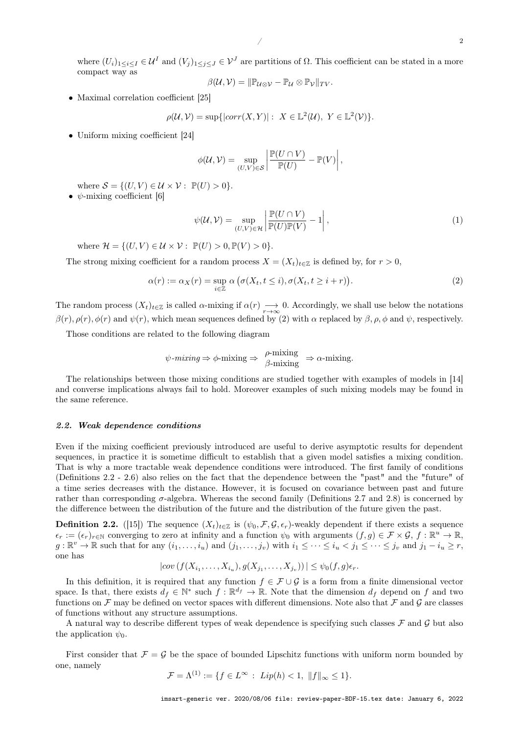where $(U_i)_{1\le i\le I} \in \mathcal{U}^I$ and $(V_j)_{1\le j\le J} \in \mathcal{V}^J$ are partitions of $\Omega$. This coefficient can be stated in a more compact way as

$$\beta(\mathcal{U},\mathcal{V}) = \|\mathbb{P}_{\mathcal{U}\otimes\mathcal{V}} - \mathbb{P}_{\mathcal{U}}\otimes\mathbb{P}_{\mathcal{V}}\|_{TV}.$$

- Maximal correlation coefficient [25]

$$\rho(\mathcal{U},\mathcal{V}) = \sup\{|corr(X,Y)| : \ X \in \mathbb{L}^2(\mathcal{U}),\ Y \in \mathbb{L}^2(\mathcal{V})\}.$$

- Uniform mixing coefficient [24]

$$\phi(\mathcal{U},\mathcal{V}) = \sup_{(U,V)\in\mathcal{S}} \left|\frac{\mathbb{P}(U\cap V)}{\mathbb{P}(U)} - \mathbb{P}(V)\right|,$$

where $\mathcal{S} = \{(U,V) \in \mathcal{U}\times\mathcal{V} : \ \mathbb{P}(U) > 0\}$.

- $\psi$-mixing coefficient [6]

$$\psi(\mathcal{U},\mathcal{V}) = \sup_{(U,V)\in\mathcal{H}} \left|\frac{\mathbb{P}(U\cap V)}{\mathbb{P}(U)\mathbb{P}(V)} - 1\right|, \tag{1}$$

where $\mathcal{H} = \{(U,V) \in \mathcal{U}\times\mathcal{V} : \ \mathbb{P}(U) > 0, \mathbb{P}(V) > 0\}$.

The strong mixing coefficient for a random process $X = (X_t)_{t\in\mathbb{Z}}$ is defined by, for $r > 0$,

$$\alpha(r) := \alpha_X(r) = \sup_{i\in\mathbb{Z}} \alpha\left(\sigma(X_t, t \le i), \sigma(X_t, t \ge i+r)\right). \tag{2}$$

The random process $(X_t)_{t\in\mathbb{Z}}$ is called $\alpha$-mixing if $\alpha(r) \underset{r\to\infty}{\longrightarrow} 0$. Accordingly, we shall use below the notations $\beta(r), \rho(r), \phi(r)$ and $\psi(r)$, which mean sequences defined by (2) with $\alpha$ replaced by $\beta, \rho, \phi$ and $\psi$, respectively.

Those conditions are related to the following diagram

$$\psi\text{-}mixing \Rightarrow \phi\text{-mixing} \Rightarrow \begin{array}{c}\rho\text{-mixing}\\ \beta\text{-mixing}\end{array} \Rightarrow \alpha\text{-mixing}.$$

The relationships between those mixing conditions are studied together with examples of models in [14] and converse implications always fail to hold. Moreover examples of such mixing models may be found in the same reference.

### 2.2. Weak dependence conditions

Even if the mixing coefficient previously introduced are useful to derive asymptotic results for dependent sequences, in practice it is sometime difficult to establish that a given model satisfies a mixing condition. That is why a more tractable weak dependence conditions were introduced. The first family of conditions (Definitions 2.2 - 2.6) also relies on the fact that the dependence between the "past" and the "future" of a time series decreases with the distance. However, it is focused on covariance between past and future rather than corresponding $\sigma$-algebra. Whereas the second family (Definitions 2.7 and 2.8) is concerned by the difference between the distribution of the future and the distribution of the future given the past.

**Definition 2.2.** ([15]) The sequence $(X_t)_{t\in\mathbb{Z}}$ is $(\psi_0, \mathcal{F}, \mathcal{G}, \epsilon_r)$-weakly dependent if there exists a sequence $\epsilon_r := (\epsilon_r)_{r\in\mathbb{N}}$ converging to zero at infinity and a function $\psi_0$ with arguments $(f,g) \in \mathcal{F}\times\mathcal{G}$, $f : \mathbb{R}^u \to \mathbb{R}$, $g : \mathbb{R}^v \to \mathbb{R}$ such that for any $(i_1,\ldots,i_u)$ and $(j_1,\ldots,j_v)$ with $i_1 \le \cdots \le i_u < j_1 \le \cdots \le j_v$ and $j_1 - i_u \ge r$, one has

$$|cov\left(f(X_{i_1},\ldots,X_{i_u}), g(X_{j_1},\ldots,X_{j_v})\right)| \le \psi_0(f,g)\epsilon_r.$$

In this definition, it is required that any function $f \in \mathcal{F}\cup\mathcal{G}$ is a form from a finite dimensional vector space. Is that, there exists $d_f \in \mathbb{N}^*$ such $f : \mathbb{R}^{d_f} \to \mathbb{R}$. Note that the dimension $d_f$ depend on $f$ and two functions on $\mathcal{F}$ may be defined on vector spaces with different dimensions. Note also that $\mathcal{F}$ and $\mathcal{G}$ are classes of functions without any structure assumptions.

A natural way to describe different types of weak dependence is specifying such classes $\mathcal{F}$ and $\mathcal{G}$ but also the application $\psi_0$.

First consider that $\mathcal{F} = \mathcal{G}$ be the space of bounded Lipschitz functions with uniform norm bounded by one, namely

$$\mathcal{F} = \Lambda^{(1)} := \{f \in L^\infty : \ Lip(h) < 1,\ \|f\|_\infty \le 1\}.$$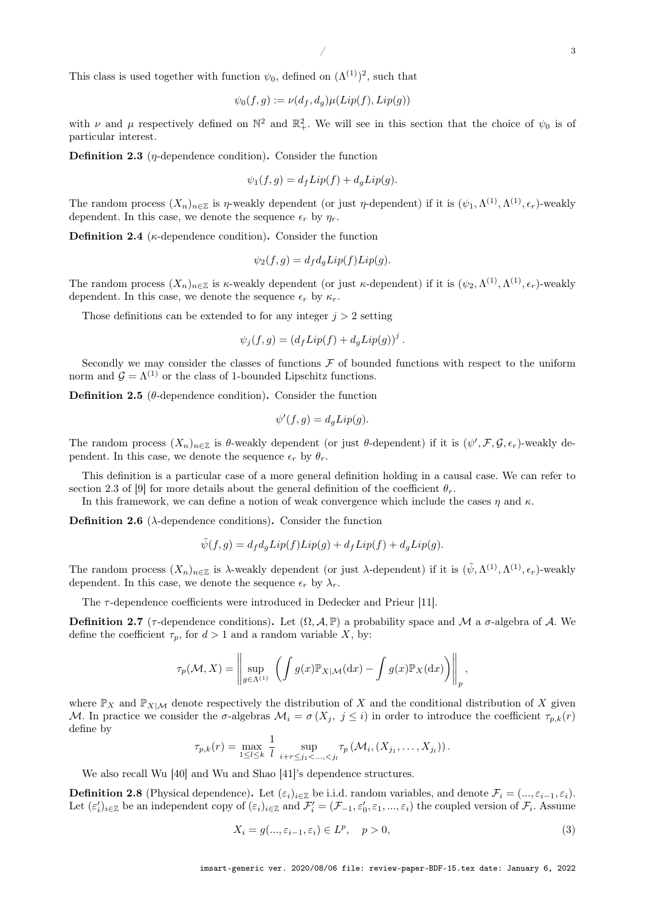This class is used together with function $\psi_0$, defined on $(\Lambda^{(1)})^2$, such that

$$\psi_0(f,g) := \nu(d_f, d_g)\mu(Lip(f), Lip(g))$$

with $\nu$ and $\mu$ respectively defined on $\mathbb{N}^2$ and $\mathbb{R}_+^2$. We will see in this section that the choice of $\psi_0$ is of particular interest.

**Definition 2.3** ($\eta$-dependence condition)**.** Consider the function

$$\psi_1(f,g) = d_f Lip(f) + d_g Lip(g).$$

The random process $(X_n)_{n\in\mathbb{Z}}$ is $\eta$-weakly dependent (or just $\eta$-dependent) if it is $(\psi_1, \Lambda^{(1)}, \Lambda^{(1)}, \epsilon_r)$-weakly dependent. In this case, we denote the sequence $\epsilon_r$ by $\eta_r$.

**Definition 2.4** ($\kappa$-dependence condition)**.** Consider the function

$$\psi_2(f,g) = d_f d_g Lip(f) Lip(g).$$

The random process $(X_n)_{n\in\mathbb{Z}}$ is $\kappa$-weakly dependent (or just $\kappa$-dependent) if it is $(\psi_2, \Lambda^{(1)}, \Lambda^{(1)}, \epsilon_r)$-weakly dependent. In this case, we denote the sequence $\epsilon_r$ by $\kappa_r$.

Those definitions can be extended to for any integer $j > 2$ setting

$$\psi_j(f,g) = \left(d_f Lip(f) + d_g Lip(g)\right)^j.$$

Secondly we may consider the classes of functions $\mathcal{F}$ of bounded functions with respect to the uniform norm and $\mathcal{G} = \Lambda^{(1)}$ or the class of 1-bounded Lipschitz functions.

**Definition 2.5** ($\theta$-dependence condition)**.** Consider the function

$$\psi'(f,g) = d_g Lip(g).$$

The random process $(X_n)_{n\in\mathbb{Z}}$ is $\theta$-weakly dependent (or just $\theta$-dependent) if it is $(\psi', \mathcal{F}, \mathcal{G}, \epsilon_r)$-weakly dependent. In this case, we denote the sequence $\epsilon_r$ by $\theta_r$.

This definition is a particular case of a more general definition holding in a causal case. We can refer to section 2.3 of [9] for more details about the general definition of the coefficient $\theta_r$.

In this framework, we can define a notion of weak convergence which include the cases $\eta$ and $\kappa$.

**Definition 2.6** ($\lambda$-dependence conditions)**.** Consider the function

$$\tilde{\psi}(f,g) = d_f d_g Lip(f) Lip(g) + d_f Lip(f) + d_g Lip(g).$$

The random process $(X_n)_{n\in\mathbb{Z}}$ is $\lambda$-weakly dependent (or just $\lambda$-dependent) if it is $(\tilde{\psi}, \Lambda^{(1)}, \Lambda^{(1)}, \epsilon_r)$-weakly dependent. In this case, we denote the sequence $\epsilon_r$ by $\lambda_r$.

The $\tau$-dependence coefficients were introduced in Dedecker and Prieur [11].

**Definition 2.7** ($\tau$-dependence conditions)**.** Let $(\Omega, \mathcal{A}, \mathbb{P})$ a probability space and $\mathcal{M}$ a $\sigma$-algebra of $\mathcal{A}$. We define the coefficient $\tau_p$, for $d > 1$ and a random variable $X$, by:

$$\tau_p(\mathcal{M}, X) = \left\| \sup_{g\in\Lambda^{(1)}} \left( \int g(x)\mathbb{P}_{X|\mathcal{M}}(\mathrm{d}x) - \int g(x)\mathbb{P}_X(\mathrm{d}x) \right) \right\|_p,$$

where $\mathbb{P}_X$ and $\mathbb{P}_{X|\mathcal{M}}$ denote respectively the distribution of $X$ and the conditional distribution of $X$ given $\mathcal{M}$. In practice we consider the $\sigma$-algebras $\mathcal{M}_i = \sigma(X_j,\ j \le i)$ in order to introduce the coefficient $\tau_{p,k}(r)$ define by

$$\tau_{p,k}(r) = \max_{1\le l\le k} \frac{1}{l} \sup_{i+r\le j_1<\ldots,<j_l} \tau_p\left(\mathcal{M}_i, (X_{j_1}, \ldots, X_{j_l})\right).$$

We also recall Wu [40] and Wu and Shao [41]'s dependence structures.

**Definition 2.8** (Physical dependence)**.** Let $(\varepsilon_i)_{i\in\mathbb{Z}}$ be i.i.d. random variables, and denote $\mathcal{F}_i = (\ldots, \varepsilon_{i-1}, \varepsilon_i)$. Let $(\varepsilon_i')_{i\in\mathbb{Z}}$ be an independent copy of $(\varepsilon_i)_{i\in\mathbb{Z}}$ and $\mathcal{F}_i' = (\mathcal{F}_{-1}, \varepsilon_0', \varepsilon_1, \ldots, \varepsilon_i)$ the coupled version of $\mathcal{F}_i$. Assume

$$X_i = g(\ldots, \varepsilon_{i-1}, \varepsilon_i) \in L^p, \quad p > 0, \tag{3}$$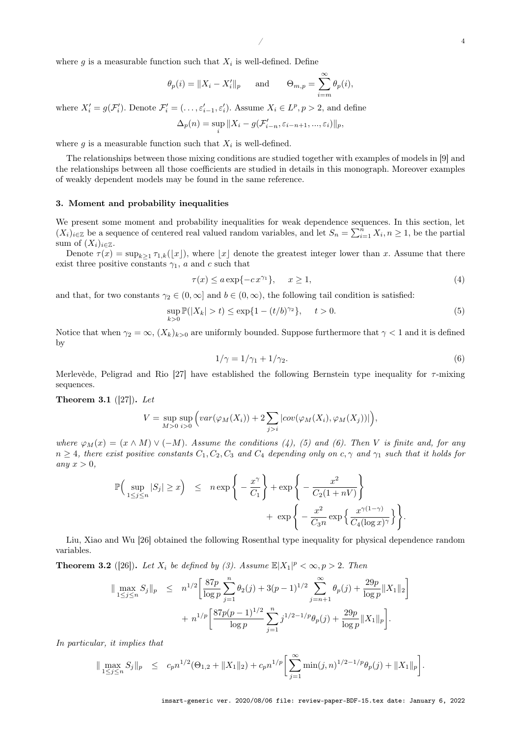where $g$ is a measurable function such that $X_i$ is well-defined. Define

$$\theta_p(i) = \|X_i - X_i'\|_p \qquad \text{and} \qquad \Theta_{m,p} = \sum_{i=m}^{\infty} \theta_p(i),$$

where $X_i' = g(\mathcal{F}_i')$. Denote $\mathcal{F}_i' = (\ldots, \varepsilon_{i-1}', \varepsilon_i')$. Assume $X_i \in L^p, p > 2$, and define

$$\Delta_p(n) = \sup_i \|X_i - g(\mathcal{F}_{i-n}', \varepsilon_{i-n+1}, ..., \varepsilon_i)\|_p,$$

where $g$ is a measurable function such that $X_i$ is well-defined.

The relationships between those mixing conditions are studied together with examples of models in [9] and the relationships between all those coefficients are studied in details in this monograph. Moreover examples of weakly dependent models may be found in the same reference.

### 3. Moment and probability inequalities

We present some moment and probability inequalities for weak dependence sequences. In this section, let $(X_i)_{i\in\mathbb{Z}}$ be a sequence of centered real valued random variables, and let $S_n = \sum_{i=1}^n X_i, n \geq 1$, be the partial sum of $(X_i)_{i\in\mathbb{Z}}$.

Denote $\tau(x) = \sup_{k\geq 1} \tau_{1,k}(\lfloor x \rfloor)$, where $\lfloor x \rfloor$ denote the greatest integer lower than $x$. Assume that there exist three positive constants $\gamma_1$, $a$ and $c$ such that

$$\tau(x) \leq a \exp\{-c\, x^{\gamma_1}\}, \qquad x \geq 1, \tag{4}$$

and that, for two constants $\gamma_2 \in (0, \infty]$ and $b \in (0, \infty)$, the following tail condition is satisfied:

$$\sup_{k>0} \mathbb{P}(|X_k| > t) \leq \exp\{1 - (t/b)^{\gamma_2}\}, \qquad t > 0. \tag{5}$$

Notice that when $\gamma_2 = \infty$, $(X_k)_{k>0}$ are uniformly bounded. Suppose furthermore that $\gamma < 1$ and it is defined by

$$1/\gamma = 1/\gamma_1 + 1/\gamma_2. \tag{6}$$

Merlevède, Peligrad and Rio [27] have established the following Bernstein type inequality for $\tau$-mixing sequences.

**Theorem 3.1** ([27])**.** *Let*

$$V = \sup_{M>0} \sup_{i>0} \Big( var(\varphi_M(X_i)) + 2\sum_{j>i} |cov(\varphi_M(X_i), \varphi_M(X_j))| \Big),$$

*where $\varphi_M(x) = (x \wedge M) \vee (-M)$. Assume the conditions (4), (5) and (6). Then $V$ is finite and, for any $n \geq 4$, there exist positive constants $C_1, C_2, C_3$ and $C_4$ depending only on $c, \gamma$ and $\gamma_1$ such that it holds for any $x > 0$,*

$$\mathbb{P}\Big( \sup_{1\leq j\leq n} |S_j| \geq x \Big) \leq n \exp\left\{ -\frac{x^\gamma}{C_1} \right\} + \exp\left\{ -\frac{x^2}{C_2(1+nV)} \right\} + \exp\left\{ -\frac{x^2}{C_3 n} \exp\Big\{ \frac{x^{\gamma(1-\gamma)}}{C_4 (\log x)^\gamma} \Big\} \right\}.$$

Liu, Xiao and Wu [26] obtained the following Rosenthal type inequality for physical dependence random variables.

**Theorem 3.2** ([26])**.** *Let $X_i$ be defined by (3). Assume $\mathbb{E}|X_1|^p < \infty, p > 2$. Then*

$$\|\max_{1\leq j\leq n} S_j\|_p \leq n^{1/2}\Big[ \frac{87p}{\log p} \sum_{j=1}^n \theta_2(j) + 3(p-1)^{1/2} \sum_{j=n+1}^{\infty} \theta_p(j) + \frac{29p}{\log p}\|X_1\|_2 \Big] + n^{1/p}\Big[ \frac{87p(p-1)^{1/2}}{\log p} \sum_{j=1}^n j^{1/2-1/p}\theta_p(j) + \frac{29p}{\log p}\|X_1\|_p \Big].$$

*In particular, it implies that*

$$\|\max_{1\leq j\leq n} S_j\|_p \leq c_p n^{1/2}(\Theta_{1,2} + \|X_1\|_2) + c_p n^{1/p}\Big[ \sum_{j=1}^{\infty} \min(j,n)^{1/2-1/p}\theta_p(j) + \|X_1\|_p \Big].$$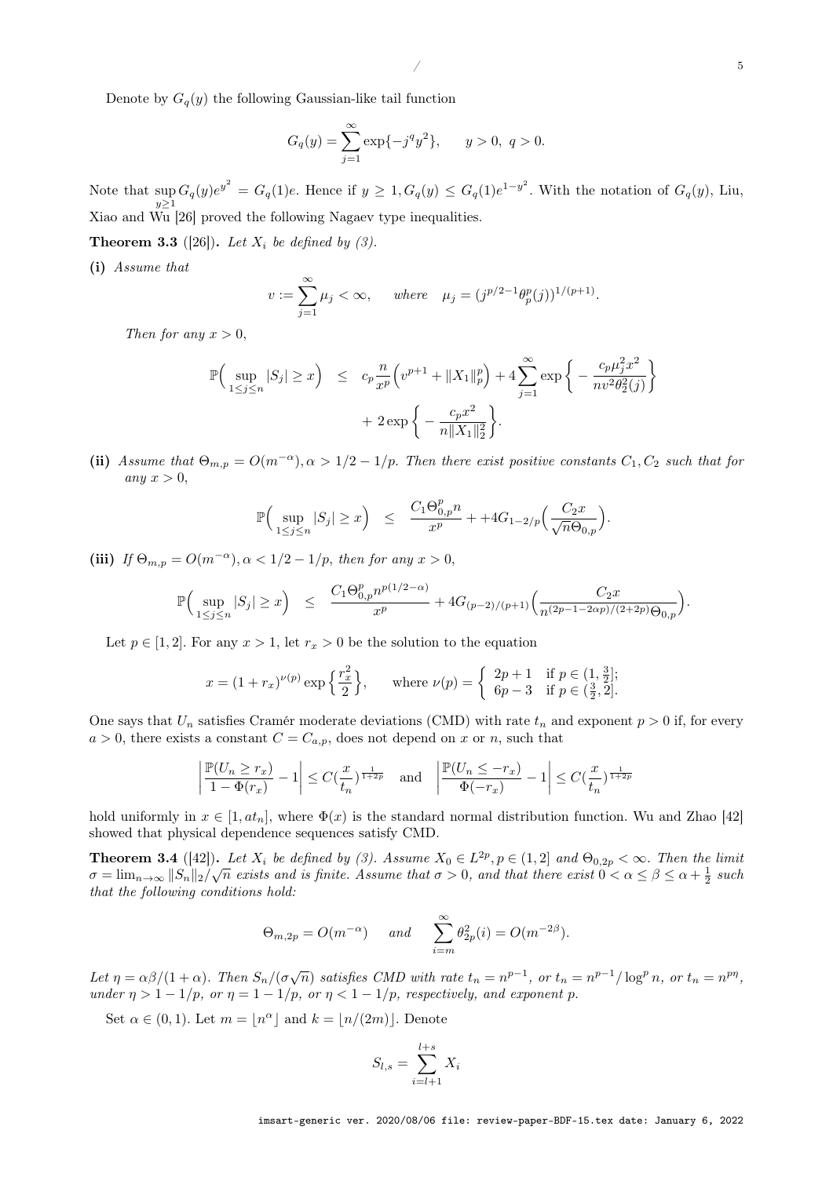Denote by $G_q(y)$ the following Gaussian-like tail function

$$G_q(y) = \sum_{j=1}^{\infty} \exp\{-j^q y^2\}, \qquad y > 0, \ q > 0.$$

Note that $\sup_{y\geq 1} G_q(y)e^{y^2} = G_q(1)e$. Hence if $y \geq 1, G_q(y) \leq G_q(1)e^{1-y^2}$. With the notation of $G_q(y)$, Liu, Xiao and Wu [26] proved the following Nagaev type inequalities.

**Theorem 3.3** ([26]). *Let $X_i$ be defined by (3).*

**(i)** *Assume that*

$$\upsilon := \sum_{j=1}^{\infty} \mu_j < \infty, \qquad \text{where} \quad \mu_j = (j^{p/2-1}\theta_p^p(j))^{1/(p+1)}.$$

*Then for any $x > 0$,*

$$\mathbb{P}\Big( \sup_{1\leq j\leq n} |S_j| \geq x \Big) \ \leq \ c_p \frac{n}{x^p}\Big( \upsilon^{p+1} + \|X_1\|_p^p \Big) + 4\sum_{j=1}^{\infty} \exp\Big\{ - \frac{c_p \mu_j^2 x^2}{n\upsilon^2 \theta_2^2(j)} \Big\} + 2\exp\Big\{ - \frac{c_p x^2}{n\|X_1\|_2^2} \Big\}.$$

**(ii)** *Assume that $\Theta_{m,p} = O(m^{-\alpha}), \alpha > 1/2 - 1/p$. Then there exist positive constants $C_1, C_2$ such that for any $x > 0$,*

$$\mathbb{P}\Big( \sup_{1\leq j\leq n} |S_j| \geq x \Big) \ \leq \ \frac{C_1 \Theta_{0,p}^p n}{x^p} + +4G_{1-2/p}\Big( \frac{C_2 x}{\sqrt{n}\Theta_{0,p}} \Big).$$

**(iii)** *If $\Theta_{m,p} = O(m^{-\alpha}), \alpha < 1/2 - 1/p$, then for any $x > 0$,*

$$\mathbb{P}\Big( \sup_{1\leq j\leq n} |S_j| \geq x \Big) \ \leq \ \frac{C_1 \Theta_{0,p}^p n^{p(1/2-\alpha)}}{x^p} + 4G_{(p-2)/(p+1)}\Big( \frac{C_2 x}{n^{(2p-1-2\alpha p)/(2+2p)}\Theta_{0,p}} \Big).$$

Let $p \in [1, 2]$. For any $x > 1$, let $r_x > 0$ be the solution to the equation

$$x = (1 + r_x)^{\nu(p)} \exp\Big\{ \frac{r_x^2}{2} \Big\}, \qquad \text{where } \nu(p) = \begin{cases} 2p+1 & \text{if } p \in (1, \frac{3}{2}]; \\ 6p-3 & \text{if } p \in (\frac{3}{2}, 2]. \end{cases}$$

One says that $U_n$ satisfies Cramér moderate deviations (CMD) with rate $t_n$ and exponent $p > 0$ if, for every $a > 0$, there exists a constant $C = C_{a,p}$, does not depend on $x$ or $n$, such that

$$\Big| \frac{\mathbb{P}(U_n \geq r_x)}{1 - \Phi(r_x)} - 1 \Big| \leq C(\frac{x}{t_n})^{\frac{1}{1+2p}} \quad \text{and} \quad \Big| \frac{\mathbb{P}(U_n \leq -r_x)}{\Phi(-r_x)} - 1 \Big| \leq C(\frac{x}{t_n})^{\frac{1}{1+2p}}$$

hold uniformly in $x \in [1, at_n]$, where $\Phi(x)$ is the standard normal distribution function. Wu and Zhao [42] showed that physical dependence sequences satisfy CMD.

**Theorem 3.4** ([42]). *Let $X_i$ be defined by (3). Assume $X_0 \in L^{2p}, p \in (1, 2]$ and $\Theta_{0,2p} < \infty$. Then the limit $\sigma = \lim_{n\to\infty} \|S_n\|_2/\sqrt{n}$ exists and is finite. Assume that $\sigma > 0$, and that there exist $0 < \alpha \leq \beta \leq \alpha + \frac{1}{2}$ such that the following conditions hold:*

$$\Theta_{m,2p} = O(m^{-\alpha}) \qquad \textit{and} \qquad \sum_{i=m}^{\infty} \theta_{2p}^2(i) = O(m^{-2\beta}).$$

*Let $\eta = \alpha\beta/(1+\alpha)$. Then $S_n/(\sigma\sqrt{n})$ satisfies CMD with rate $t_n = n^{p-1}$, or $t_n = n^{p-1}/\log^p n$, or $t_n = n^{p\eta}$, under $\eta > 1 - 1/p$, or $\eta = 1 - 1/p$, or $\eta < 1 - 1/p$, respectively, and exponent $p$.*

Set $\alpha \in (0, 1)$. Let $m = \lfloor n^\alpha \rfloor$ and $k = \lfloor n/(2m) \rfloor$. Denote

$$S_{l,s} = \sum_{i=l+1}^{l+s} X_i$$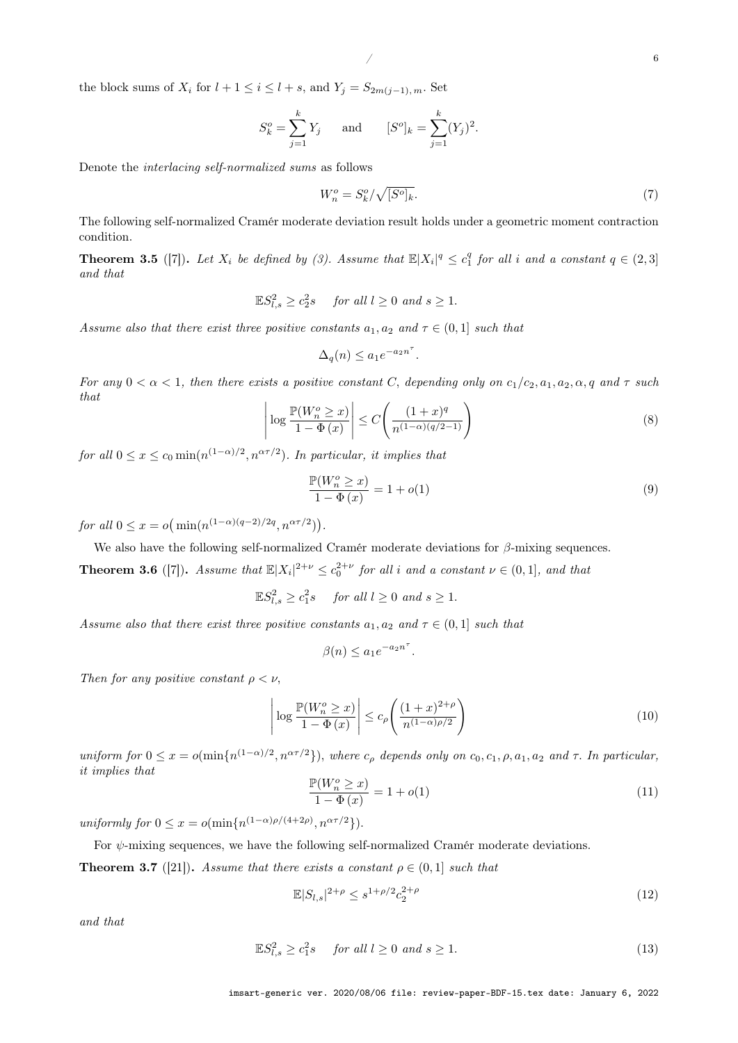the block sums of $X_i$ for $l+1 \leq i \leq l+s$, and $Y_j = S_{2m(j-1),\, m}$. Set

$$S_k^o = \sum_{j=1}^{k} Y_j \qquad \text{and} \qquad [S^o]_k = \sum_{j=1}^{k} (Y_j)^2.$$

Denote the *interlacing self-normalized sums* as follows

$$W_n^o = S_k^o / \sqrt{[S^o]_k}. \tag{7}$$

The following self-normalized Cramér moderate deviation result holds under a geometric moment contraction condition.

**Theorem 3.5** ([7]). *Let $X_i$ be defined by (3). Assume that $\mathbb{E}|X_i|^q \leq c_1^q$ for all $i$ and a constant $q \in (2,3]$ and that*

$$\mathbb{E}S_{l,s}^2 \geq c_2^2 s \quad \text{ for all } l \geq 0 \text{ and } s \geq 1.$$

*Assume also that there exist three positive constants $a_1, a_2$ and $\tau \in (0,1]$ such that*

$$\Delta_q(n) \leq a_1 e^{-a_2 n^{\tau}}.$$

*For any $0 < \alpha < 1$, then there exists a positive constant $C$, depending only on $c_1/c_2, a_1, a_2, \alpha, q$ and $\tau$ such that*

$$\left| \log \frac{\mathbb{P}(W_n^o \geq x)}{1 - \Phi(x)} \right| \leq C \left( \frac{(1+x)^q}{n^{(1-\alpha)(q/2-1)}} \right) \tag{8}$$

*for all $0 \leq x \leq c_0 \min(n^{(1-\alpha)/2}, n^{\alpha\tau/2})$. In particular, it implies that*

$$\frac{\mathbb{P}(W_n^o \geq x)}{1 - \Phi(x)} = 1 + o(1) \tag{9}$$

*for all $0 \leq x = o\big(\min(n^{(1-\alpha)(q-2)/2q}, n^{\alpha\tau/2})\big)$.*

We also have the following self-normalized Cramér moderate deviations for $\beta$-mixing sequences.

**Theorem 3.6** ([7]). *Assume that $\mathbb{E}|X_i|^{2+\nu} \leq c_0^{2+\nu}$ for all $i$ and a constant $\nu \in (0,1]$, and that*

$$\mathbb{E}S_{l,s}^2 \geq c_1^2 s \quad \text{ for all } l \geq 0 \text{ and } s \geq 1.$$

*Assume also that there exist three positive constants $a_1, a_2$ and $\tau \in (0,1]$ such that*

$$\beta(n) \leq a_1 e^{-a_2 n^{\tau}}.$$

*Then for any positive constant $\rho < \nu$,*

$$\left| \log \frac{\mathbb{P}(W_n^o \geq x)}{1 - \Phi(x)} \right| \leq c_\rho \left( \frac{(1+x)^{2+\rho}}{n^{(1-\alpha)\rho/2}} \right) \tag{10}$$

*uniform for $0 \leq x = o(\min\{n^{(1-\alpha)/2}, n^{\alpha\tau/2}\})$, where $c_\rho$ depends only on $c_0, c_1, \rho, a_1, a_2$ and $\tau$. In particular, it implies that*

$$\frac{\mathbb{P}(W_n^o \geq x)}{1 - \Phi(x)} = 1 + o(1) \tag{11}$$

*uniformly for $0 \leq x = o(\min\{n^{(1-\alpha)\rho/(4+2\rho)}, n^{\alpha\tau/2}\})$.*

For $\psi$-mixing sequences, we have the following self-normalized Cramér moderate deviations.

**Theorem 3.7** ([21]). *Assume that there exists a constant $\rho \in (0,1]$ such that*

$$\mathbb{E}|S_{l,s}|^{2+\rho} \leq s^{1+\rho/2} c_2^{2+\rho} \tag{12}$$

*and that*

$$\mathbb{E}S_{l,s}^2 \geq c_1^2 s \quad \text{ for all } l \geq 0 \text{ and } s \geq 1. \tag{13}$$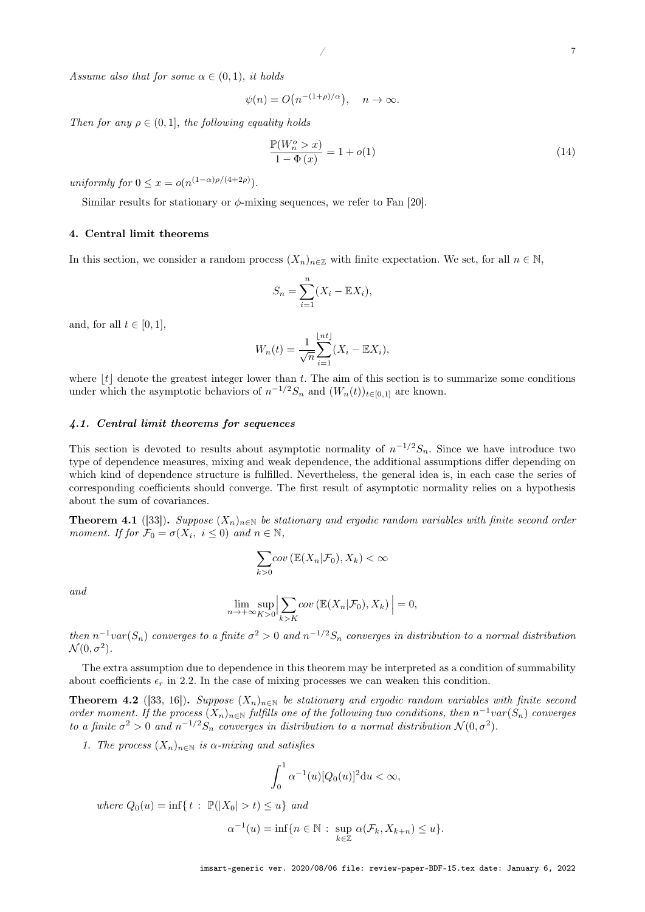*Assume also that for some $\alpha \in (0,1)$, it holds*

$$\psi(n) = O\big(n^{-(1+\rho)/\alpha}\big), \quad n \to \infty.$$

*Then for any $\rho \in (0,1]$, the following equality holds*

$$\frac{\mathbb{P}(W_n^o > x)}{1 - \Phi(x)} = 1 + o(1) \tag{14}$$

*uniformly for $0 \le x = o(n^{(1-\alpha)\rho/(4+2\rho)})$.*

Similar results for stationary or $\phi$-mixing sequences, we refer to Fan [20].

### 4. Central limit theorems

In this section, we consider a random process $(X_n)_{n\in\mathbb{Z}}$ with finite expectation. We set, for all $n \in \mathbb{N}$,

$$S_n = \sum_{i=1}^{n} (X_i - \mathbb{E}X_i),$$

and, for all $t \in [0,1]$,

$$W_n(t) = \frac{1}{\sqrt{n}} \sum_{i=1}^{\lfloor nt \rfloor} (X_i - \mathbb{E}X_i),$$

where $\lfloor t \rfloor$ denote the greatest integer lower than $t$. The aim of this section is to summarize some conditions under which the asymptotic behaviors of $n^{-1/2}S_n$ and $(W_n(t))_{t\in[0,1]}$ are known.

#### 4.1. Central limit theorems for sequences

This section is devoted to results about asymptotic normality of $n^{-1/2}S_n$. Since we have introduce two type of dependence measures, mixing and weak dependence, the additional assumptions differ depending on which kind of dependence structure is fulfilled. Nevertheless, the general idea is, in each case the series of corresponding coefficients should converge. The first result of asymptotic normality relies on a hypothesis about the sum of covariances.

**Theorem 4.1** ([33])**.** *Suppose $(X_n)_{n\in\mathbb{N}}$ be stationary and ergodic random variables with finite second order moment. If for $\mathcal{F}_0 = \sigma(X_i,\ i \le 0)$ and $n \in \mathbb{N}$,*

$$\sum_{k>0} cov\left(\mathbb{E}(X_n|\mathcal{F}_0), X_k\right) < \infty$$

*and*

$$\lim_{n\to+\infty} \sup_{K>0} \Big| \sum_{k>K} cov\left(\mathbb{E}(X_n|\mathcal{F}_0), X_k\right) \Big| = 0,$$

*then $n^{-1}var(S_n)$ converges to a finite $\sigma^2 > 0$ and $n^{-1/2}S_n$ converges in distribution to a normal distribution $\mathcal{N}(0,\sigma^2)$.*

The extra assumption due to dependence in this theorem may be interpreted as a condition of summability about coefficients $\epsilon_r$ in 2.2. In the case of mixing processes we can weaken this condition.

**Theorem 4.2** ([33, 16])**.** *Suppose $(X_n)_{n\in\mathbb{N}}$ be stationary and ergodic random variables with finite second order moment. If the process $(X_n)_{n\in\mathbb{N}}$ fulfills one of the following two conditions, then $n^{-1}var(S_n)$ converges to a finite $\sigma^2 > 0$ and $n^{-1/2}S_n$ converges in distribution to a normal distribution $\mathcal{N}(0,\sigma^2)$.*

1. *The process $(X_n)_{n\in\mathbb{N}}$ is $\alpha$-mixing and satisfies*

$$\int_0^1 \alpha^{-1}(u)[Q_0(u)]^2 \mathrm{d}u < \infty,$$

*where $Q_0(u) = \inf\{\, t \,:\, \mathbb{P}(|X_0| > t) \le u\}$ and*

$$\alpha^{-1}(u) = \inf\{n \in \mathbb{N} \,:\, \sup_{k\in\mathbb{Z}} \alpha(\mathcal{F}_k, X_{k+n}) \le u\}.$$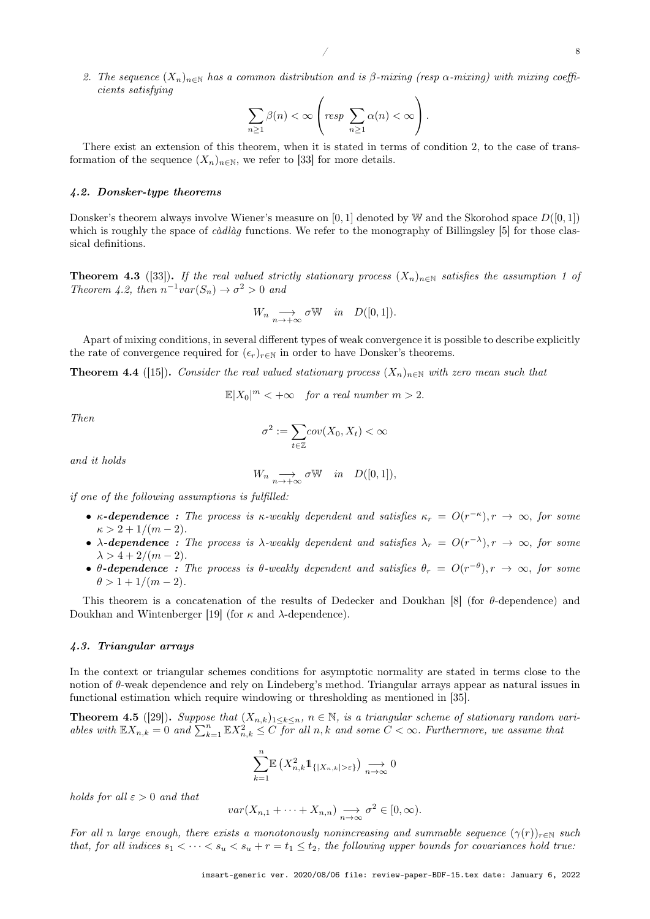2. *The sequence $(X_n)_{n\in\mathbb{N}}$ has a common distribution and is $\beta$-mixing (resp $\alpha$-mixing) with mixing coefficients satisfying*

$$\sum_{n\geq 1}\beta(n)<\infty \left( resp \sum_{n\geq 1}\alpha(n)<\infty \right).$$

There exist an extension of this theorem, when it is stated in terms of condition 2, to the case of transformation of the sequence $(X_n)_{n\in\mathbb{N}}$, we refer to [33] for more details.

### *4.2. Donsker-type theorems*

Donsker's theorem always involve Wiener's measure on $[0,1]$ denoted by $\mathbb{W}$ and the Skorohod space $D([0,1])$ which is roughly the space of *càdlàg* functions. We refer to the monography of Billingsley [5] for those classical definitions.

**Theorem 4.3** ([33])**.** *If the real valued strictly stationary process $(X_n)_{n\in\mathbb{N}}$ satisfies the assumption 1 of Theorem 4.2, then $n^{-1}var(S_n)\to\sigma^2>0$ and*

$$W_n \underset{n\to+\infty}{\longrightarrow} \sigma\mathbb{W} \quad in \quad D([0,1]).$$

Apart of mixing conditions, in several different types of weak convergence it is possible to describe explicitly the rate of convergence required for $(\epsilon_r)_{r\in\mathbb{N}}$ in order to have Donsker's theorems.

**Theorem 4.4** ([15])**.** *Consider the real valued stationary process $(X_n)_{n\in\mathbb{N}}$ with zero mean such that*

$$\mathbb{E}|X_0|^m<+\infty \quad \textit{for a real number } m>2.$$

*Then*

$$\sigma^2 := \sum_{t\in\mathbb{Z}} cov(X_0,X_t)<\infty$$

*and it holds*

$$W_n \underset{n\to+\infty}{\longrightarrow} \sigma\mathbb{W} \quad in \quad D([0,1]),$$

*if one of the following assumptions is fulfilled:*

- ***$\kappa$-dependence :*** *The process is $\kappa$-weakly dependent and satisfies $\kappa_r=O(r^{-\kappa}), r\to\infty$, for some $\kappa>2+1/(m-2)$.*
- ***$\lambda$-dependence :*** *The process is $\lambda$-weakly dependent and satisfies $\lambda_r=O(r^{-\lambda}), r\to\infty$, for some $\lambda>4+2/(m-2)$.*
- ***$\theta$-dependence :*** *The process is $\theta$-weakly dependent and satisfies $\theta_r=O(r^{-\theta}), r\to\infty$, for some $\theta>1+1/(m-2)$.*

This theorem is a concatenation of the results of Dedecker and Doukhan [8] (for $\theta$-dependence) and Doukhan and Wintenberger [19] (for $\kappa$ and $\lambda$-dependence).

### *4.3. Triangular arrays*

In the context or triangular schemes conditions for asymptotic normality are stated in terms close to the notion of $\theta$-weak dependence and rely on Lindeberg's method. Triangular arrays appear as natural issues in functional estimation which require windowing or thresholding as mentioned in [35].

**Theorem 4.5** ([29])**.** *Suppose that $(X_{n,k})_{1\leq k\leq n}$, $n\in\mathbb{N}$, is a triangular scheme of stationary random variables with $\mathbb{E}X_{n,k}=0$ and $\sum_{k=1}^n \mathbb{E}X_{n,k}^2\leq C$ for all $n,k$ and some $C<\infty$. Furthermore, we assume that*

$$\sum_{k=1}^n \mathbb{E}\left(X_{n,k}^2 \mathbb{1}_{\{|X_{n,k}|>\varepsilon\}}\right) \underset{n\to\infty}{\longrightarrow} 0$$

*holds for all $\varepsilon>0$ and that*

$$var(X_{n,1}+\cdots+X_{n,n}) \underset{n\to\infty}{\longrightarrow} \sigma^2\in[0,\infty).$$

*For all $n$ large enough, there exists a monotonously nonincreasing and summable sequence $(\gamma(r))_{r\in\mathbb{N}}$ such that, for all indices $s_1<\cdots<s_u<s_u+r=t_1\leq t_2$, the following upper bounds for covariances hold true:*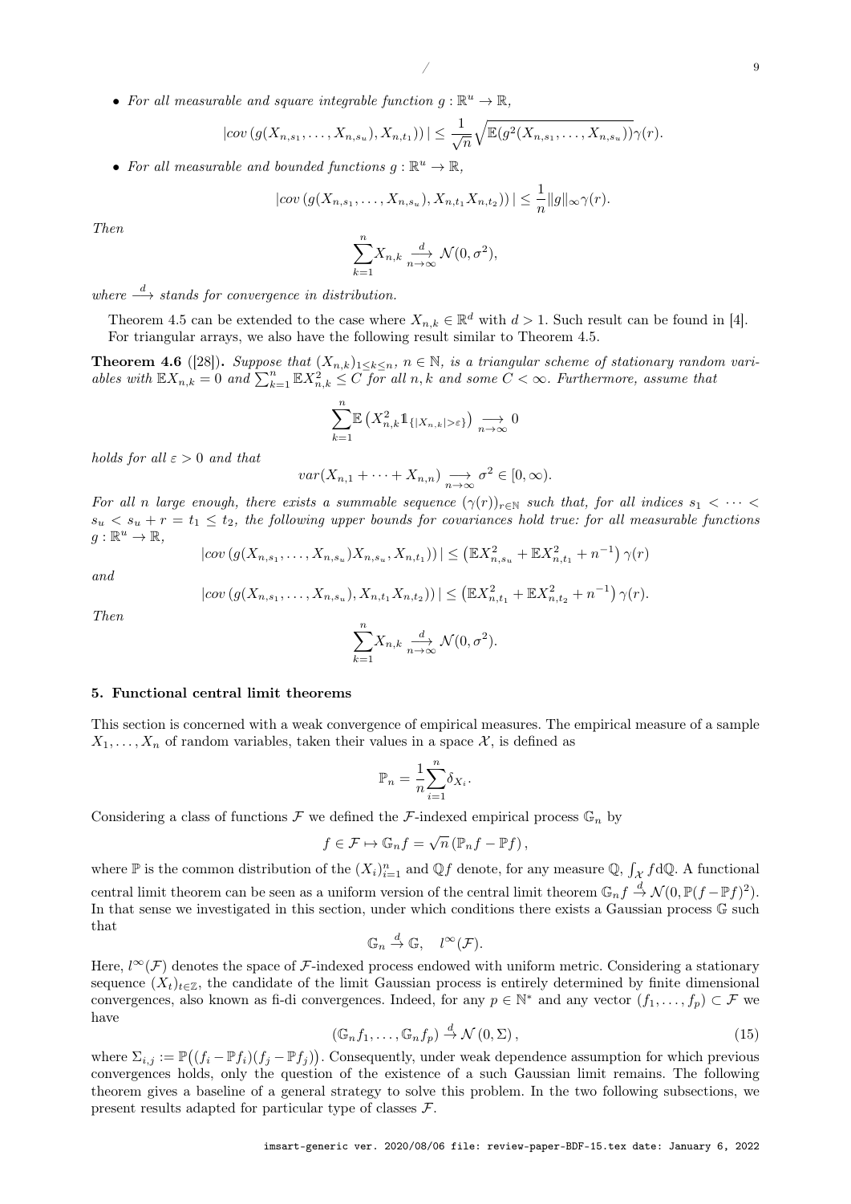- *For all measurable and square integrable function $g : \mathbb{R}^u \to \mathbb{R}$,*

$$|cov\left(g(X_{n,s_1},\ldots,X_{n,s_u}),X_{n,t_1})\right)| \le \frac{1}{\sqrt{n}}\sqrt{\mathbb{E}(g^2(X_{n,s_1},\ldots,X_{n,s_u}))}\gamma(r).$$

- *For all measurable and bounded functions $g : \mathbb{R}^u \to \mathbb{R}$,*

$$|cov\left(g(X_{n,s_1},\ldots,X_{n,s_u}),X_{n,t_1}X_{n,t_2})\right)| \le \frac{1}{n}\|g\|_\infty\gamma(r).$$

*Then*

$$\sum_{k=1}^{n} X_{n,k} \xrightarrow[n\to\infty]{d} \mathcal{N}(0,\sigma^2),$$

*where $\xrightarrow{d}$ stands for convergence in distribution.*

Theorem 4.5 can be extended to the case where $X_{n,k} \in \mathbb{R}^d$ with $d > 1$. Such result can be found in [4]. For triangular arrays, we also have the following result similar to Theorem 4.5.

**Theorem 4.6** ([28])**.** *Suppose that $(X_{n,k})_{1\le k\le n}$, $n \in \mathbb{N}$, is a triangular scheme of stationary random variables with $\mathbb{E}X_{n,k} = 0$ and $\sum_{k=1}^n \mathbb{E}X_{n,k}^2 \le C$ for all $n,k$ and some $C < \infty$. Furthermore, assume that*

$$\sum_{k=1}^{n} \mathbb{E}\left(X_{n,k}^2 \mathbb{1}_{\{|X_{n,k}|>\varepsilon\}}\right) \underset{n\to\infty}{\longrightarrow} 0$$

*holds for all $\varepsilon > 0$ and that*

$$var(X_{n,1} + \cdots + X_{n,n}) \underset{n\to\infty}{\longrightarrow} \sigma^2 \in [0,\infty).$$

*For all $n$ large enough, there exists a summable sequence $(\gamma(r))_{r\in\mathbb{N}}$ such that, for all indices $s_1 < \cdots < s_u < s_u + r = t_1 \le t_2$, the following upper bounds for covariances hold true: for all measurable functions $g : \mathbb{R}^u \to \mathbb{R}$,*

$$|cov\left(g(X_{n,s_1},\ldots,X_{n,s_u})X_{n,s_u},X_{n,t_1})\right)| \le \left(\mathbb{E}X_{n,s_u}^2 + \mathbb{E}X_{n,t_1}^2 + n^{-1}\right)\gamma(r)$$

*and*

$$|cov\left(g(X_{n,s_1},\ldots,X_{n,s_u}),X_{n,t_1}X_{n,t_2})\right)| \le \left(\mathbb{E}X_{n,t_1}^2 + \mathbb{E}X_{n,t_2}^2 + n^{-1}\right)\gamma(r).$$

*Then*

$$\sum_{k=1}^{n} X_{n,k} \xrightarrow[n\to\infty]{d} \mathcal{N}(0,\sigma^2).$$

## 5. Functional central limit theorems

This section is concerned with a weak convergence of empirical measures. The empirical measure of a sample $X_1,\ldots,X_n$ of random variables, taken their values in a space $\mathcal{X}$, is defined as

$$\mathbb{P}_n = \frac{1}{n}\sum_{i=1}^{n}\delta_{X_i}.$$

Considering a class of functions $\mathcal{F}$ we defined the $\mathcal{F}$-indexed empirical process $\mathbb{G}_n$ by

$$f \in \mathcal{F} \mapsto \mathbb{G}_n f = \sqrt{n}\left(\mathbb{P}_n f - \mathbb{P}f\right),$$

where $\mathbb{P}$ is the common distribution of the $(X_i)_{i=1}^n$ and $\mathbb{Q}f$ denote, for any measure $\mathbb{Q}$, $\int_{\mathcal{X}} f\mathrm{d}\mathbb{Q}$. A functional central limit theorem can be seen as a uniform version of the central limit theorem $\mathbb{G}_n f \xrightarrow{d} \mathcal{N}(0,\mathbb{P}(f-\mathbb{P}f)^2)$. In that sense we investigated in this section, under which conditions there exists a Gaussian process $\mathbb{G}$ such that

$$\mathbb{G}_n \xrightarrow{d} \mathbb{G}, \quad l^\infty(\mathcal{F}).$$

Here, $l^\infty(\mathcal{F})$ denotes the space of $\mathcal{F}$-indexed process endowed with uniform metric. Considering a stationary sequence $(X_t)_{t\in\mathbb{Z}}$, the candidate of the limit Gaussian process is entirely determined by finite dimensional convergences, also known as fi-di convergences. Indeed, for any $p \in \mathbb{N}^*$ and any vector $(f_1,\ldots,f_p) \subset \mathcal{F}$ we have

$$(\mathbb{G}_n f_1,\ldots,\mathbb{G}_n f_p) \xrightarrow{d} \mathcal{N}\left(0,\Sigma\right), \tag{15}$$

where $\Sigma_{i,j} := \mathbb{P}\big((f_i - \mathbb{P}f_i)(f_j - \mathbb{P}f_j)\big)$. Consequently, under weak dependence assumption for which previous convergences holds, only the question of the existence of a such Gaussian limit remains. The following theorem gives a baseline of a general strategy to solve this problem. In the two following subsections, we present results adapted for particular type of classes $\mathcal{F}$.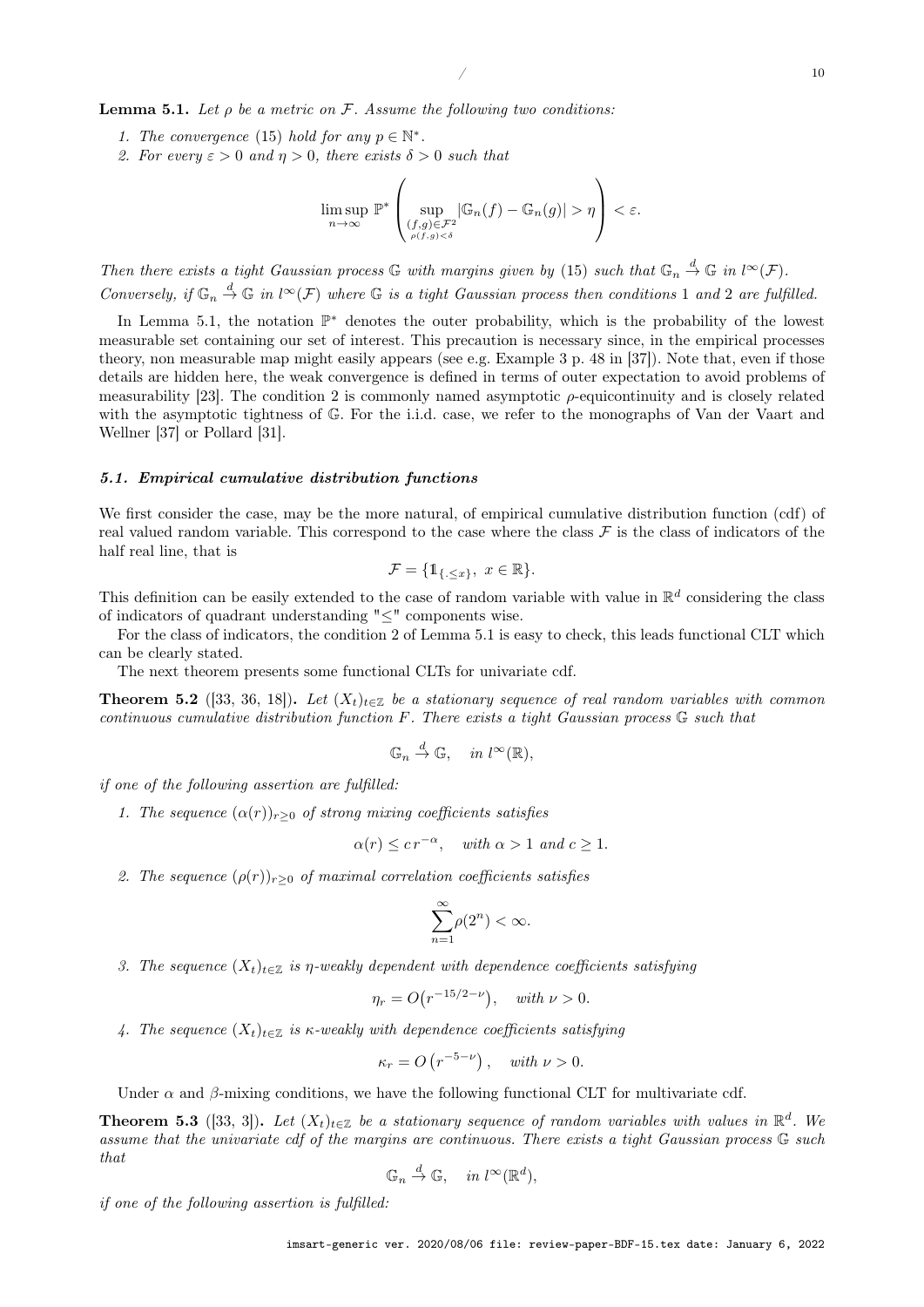**Lemma 5.1.** *Let $\rho$ be a metric on $\mathcal{F}$. Assume the following two conditions:*

1. *The convergence* (15) *hold for any $p \in \mathbb{N}^*$.*
2. *For every $\varepsilon > 0$ and $\eta > 0$, there exists $\delta > 0$ such that*

$$\limsup_{n\to\infty} \mathbb{P}^* \left( \sup_{\substack{(f,g)\in\mathcal{F}^2 \\ \rho(f,g)<\delta}} |\mathbb{G}_n(f) - \mathbb{G}_n(g)| > \eta \right) < \varepsilon.$$

*Then there exists a tight Gaussian process $\mathbb{G}$ with margins given by* (15) *such that $\mathbb{G}_n \xrightarrow{d} \mathbb{G}$ in $l^\infty(\mathcal{F})$. Conversely, if $\mathbb{G}_n \xrightarrow{d} \mathbb{G}$ in $l^\infty(\mathcal{F})$ where $\mathbb{G}$ is a tight Gaussian process then conditions* 1 *and* 2 *are fulfilled.*

In Lemma 5.1, the notation $\mathbb{P}^*$ denotes the outer probability, which is the probability of the lowest measurable set containing our set of interest. This precaution is necessary since, in the empirical processes theory, non measurable map might easily appears (see e.g. Example 3 p. 48 in [37]). Note that, even if those details are hidden here, the weak convergence is defined in terms of outer expectation to avoid problems of measurability [23]. The condition 2 is commonly named asymptotic $\rho$-equicontinuity and is closely related with the asymptotic tightness of $\mathbb{G}$. For the i.i.d. case, we refer to the monographs of Van der Vaart and Wellner [37] or Pollard [31].

### *5.1. Empirical cumulative distribution functions*

We first consider the case, may be the more natural, of empirical cumulative distribution function (cdf) of real valued random variable. This correspond to the case where the class $\mathcal{F}$ is the class of indicators of the half real line, that is

$$\mathcal{F} = \{\mathbb{1}_{\{.\le x\}},\ x \in \mathbb{R}\}.$$

This definition can be easily extended to the case of random variable with value in $\mathbb{R}^d$ considering the class of indicators of quadrant understanding "$\le$" components wise.

For the class of indicators, the condition 2 of Lemma 5.1 is easy to check, this leads functional CLT which can be clearly stated.

The next theorem presents some functional CLTs for univariate cdf.

**Theorem 5.2** ([33, 36, 18])**.** *Let $(X_t)_{t\in\mathbb{Z}}$ be a stationary sequence of real random variables with common continuous cumulative distribution function $F$. There exists a tight Gaussian process $\mathbb{G}$ such that*

$$\mathbb{G}_n \xrightarrow{d} \mathbb{G}, \quad \text{in } l^\infty(\mathbb{R}),$$

*if one of the following assertion are fulfilled:*

1. *The sequence $(\alpha(r))_{r\ge 0}$ of strong mixing coefficients satisfies*

$$\alpha(r) \le c\, r^{-\alpha}, \quad \text{with } \alpha > 1 \text{ and } c \ge 1.$$

2. *The sequence $(\rho(r))_{r\ge 0}$ of maximal correlation coefficients satisfies*

$$\sum_{n=1}^{\infty} \rho(2^n) < \infty.$$

3. *The sequence $(X_t)_{t\in\mathbb{Z}}$ is $\eta$-weakly dependent with dependence coefficients satisfying*

$$\eta_r = O\big(r^{-15/2-\nu}\big), \quad \text{with } \nu > 0.$$

4. *The sequence $(X_t)_{t\in\mathbb{Z}}$ is $\kappa$-weakly with dependence coefficients satisfying*

$$\kappa_r = O\left(r^{-5-\nu}\right), \quad \text{with } \nu > 0.$$

Under $\alpha$ and $\beta$-mixing conditions, we have the following functional CLT for multivariate cdf.

**Theorem 5.3** ([33, 3])**.** *Let $(X_t)_{t\in\mathbb{Z}}$ be a stationary sequence of random variables with values in $\mathbb{R}^d$. We assume that the univariate cdf of the margins are continuous. There exists a tight Gaussian process $\mathbb{G}$ such that*

$$\mathbb{G}_n \xrightarrow{d} \mathbb{G}, \quad \text{in } l^\infty(\mathbb{R}^d),$$

*if one of the following assertion is fulfilled:*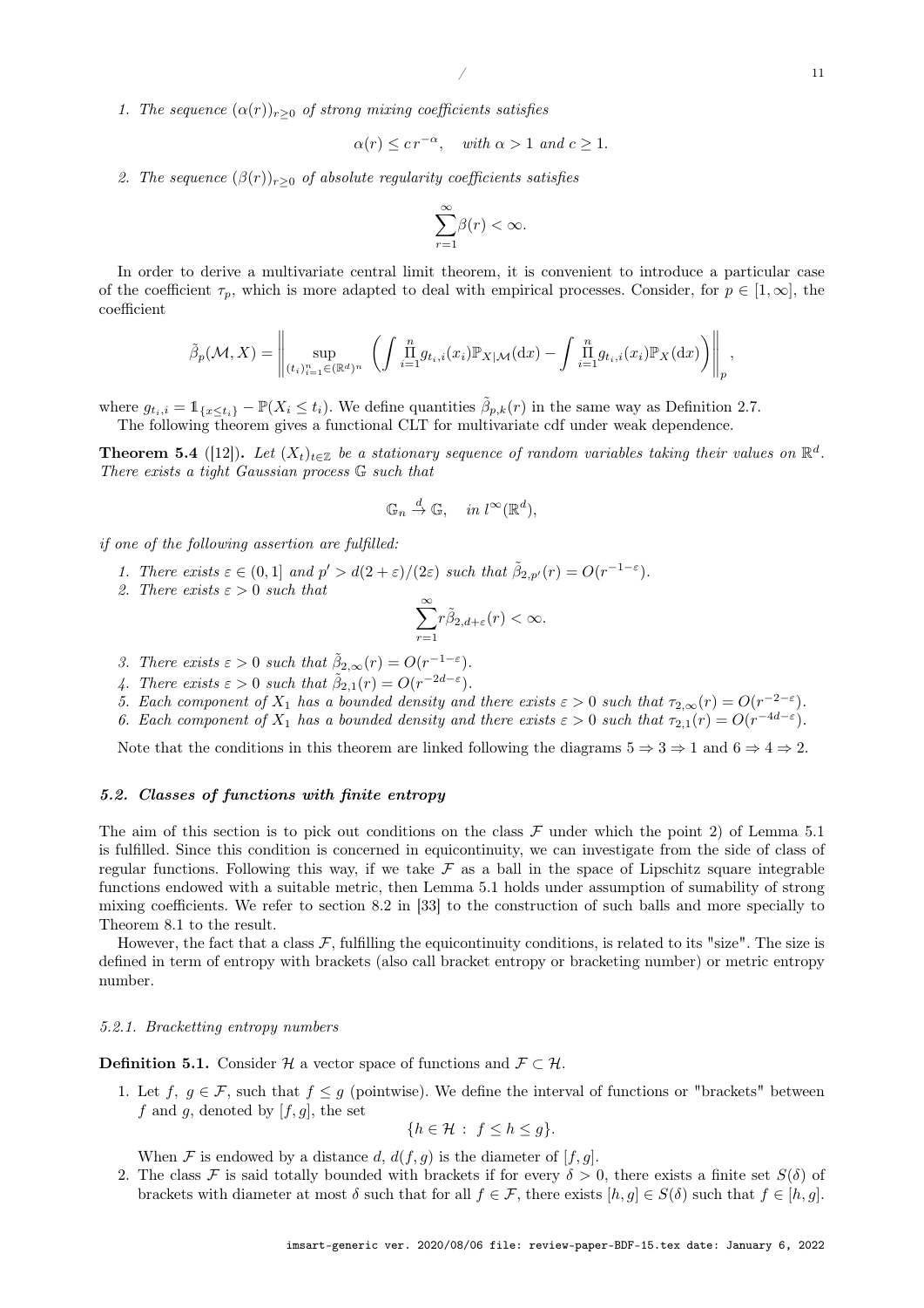1. *The sequence $(\alpha(r))_{r\geq 0}$ of strong mixing coefficients satisfies*

$$\alpha(r) \leq c\, r^{-\alpha}, \quad \text{with } \alpha > 1 \text{ and } c \geq 1.$$

2. *The sequence $(\beta(r))_{r\geq 0}$ of absolute regularity coefficients satisfies*

$$\sum_{r=1}^{\infty} \beta(r) < \infty.$$

In order to derive a multivariate central limit theorem, it is convenient to introduce a particular case of the coefficient $\tau_p$, which is more adapted to deal with empirical processes. Consider, for $p \in [1, \infty]$, the coefficient

$$\tilde{\beta}_p(\mathcal{M}, X) = \left\| \sup_{(t_i)_{i=1}^n \in (\mathbb{R}^d)^n} \left( \int \prod_{i=1}^n g_{t_i,i}(x_i) \mathbb{P}_{X|\mathcal{M}}(\mathrm{d}x) - \int \prod_{i=1}^n g_{t_i,i}(x_i) \mathbb{P}_X(\mathrm{d}x) \right) \right\|_p,$$

where $g_{t_i,i} = \mathbb{1}_{\{x \leq t_i\}} - \mathbb{P}(X_i \leq t_i)$. We define quantities $\tilde{\beta}_{p,k}(r)$ in the same way as Definition 2.7.

The following theorem gives a functional CLT for multivariate cdf under weak dependence.

**Theorem 5.4** ([12]). *Let $(X_t)_{t\in\mathbb{Z}}$ be a stationary sequence of random variables taking their values on $\mathbb{R}^d$. There exists a tight Gaussian process $\mathbb{G}$ such that*

$$\mathbb{G}_n \xrightarrow{d} \mathbb{G}, \quad \text{in } l^\infty(\mathbb{R}^d),$$

*if one of the following assertion are fulfilled:*

1. *There exists $\varepsilon \in (0, 1]$ and $p' > d(2+\varepsilon)/(2\varepsilon)$ such that $\tilde{\beta}_{2,p'}(r) = O(r^{-1-\varepsilon})$.*
2. *There exists $\varepsilon > 0$ such that*
$$\sum_{r=1}^{\infty} r\tilde{\beta}_{2,d+\varepsilon}(r) < \infty.$$
3. *There exists $\varepsilon > 0$ such that $\tilde{\beta}_{2,\infty}(r) = O(r^{-1-\varepsilon})$.*
4. *There exists $\varepsilon > 0$ such that $\tilde{\beta}_{2,1}(r) = O(r^{-2d-\varepsilon})$.*
5. *Each component of $X_1$ has a bounded density and there exists $\varepsilon > 0$ such that $\tau_{2,\infty}(r) = O(r^{-2-\varepsilon})$.*
6. *Each component of $X_1$ has a bounded density and there exists $\varepsilon > 0$ such that $\tau_{2,1}(r) = O(r^{-4d-\varepsilon})$.*

Note that the conditions in this theorem are linked following the diagrams $5 \Rightarrow 3 \Rightarrow 1$ and $6 \Rightarrow 4 \Rightarrow 2$.

### *5.2. Classes of functions with finite entropy*

The aim of this section is to pick out conditions on the class $\mathcal{F}$ under which the point 2) of Lemma 5.1 is fulfilled. Since this condition is concerned in equicontinuity, we can investigate from the side of class of regular functions. Following this way, if we take $\mathcal{F}$ as a ball in the space of Lipschitz square integrable functions endowed with a suitable metric, then Lemma 5.1 holds under assumption of sumability of strong mixing coefficients. We refer to section 8.2 in [33] to the construction of such balls and more specially to Theorem 8.1 to the result.

However, the fact that a class $\mathcal{F}$, fulfilling the equicontinuity conditions, is related to its "size". The size is defined in term of entropy with brackets (also call bracket entropy or bracketing number) or metric entropy number.

#### *5.2.1. Bracketting entropy numbers*

**Definition 5.1.** Consider $\mathcal{H}$ a vector space of functions and $\mathcal{F} \subset \mathcal{H}$.

1. Let $f,\ g \in \mathcal{F}$, such that $f \leq g$ (pointwise). We define the interval of functions or "brackets" between $f$ and $g$, denoted by $[f, g]$, the set
$$\{h \in \mathcal{H}\ :\ f \leq h \leq g\}.$$
When $\mathcal{F}$ is endowed by a distance $d$, $d(f, g)$ is the diameter of $[f, g]$.
2. The class $\mathcal{F}$ is said totally bounded with brackets if for every $\delta > 0$, there exists a finite set $S(\delta)$ of brackets with diameter at most $\delta$ such that for all $f \in \mathcal{F}$, there exists $[h, g] \in S(\delta)$ such that $f \in [h, g]$.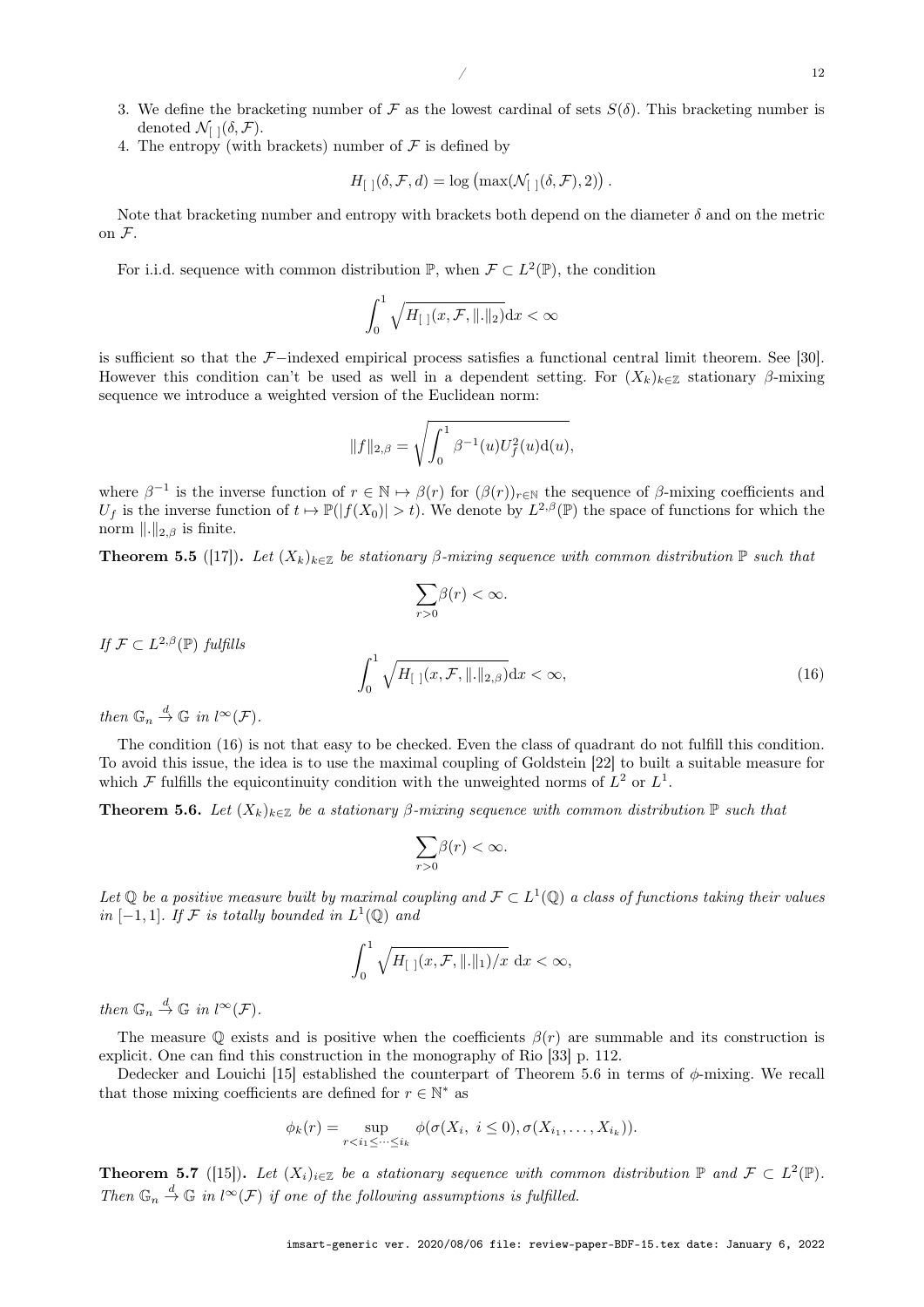3. We define the bracketing number of $\mathcal{F}$ as the lowest cardinal of sets $S(\delta)$. This bracketing number is denoted $\mathcal{N}_{[\,]}(\delta, \mathcal{F})$.
4. The entropy (with brackets) number of $\mathcal{F}$ is defined by

$$H_{[\,]}(\delta, \mathcal{F}, d) = \log\left(\max(\mathcal{N}_{[\,]}(\delta, \mathcal{F}), 2)\right).$$

Note that bracketing number and entropy with brackets both depend on the diameter $\delta$ and on the metric on $\mathcal{F}$.

For i.i.d. sequence with common distribution $\mathbb{P}$, when $\mathcal{F} \subset L^2(\mathbb{P})$, the condition

$$\int_0^1 \sqrt{H_{[\,]}(x, \mathcal{F}, \|.\|_2)}\mathrm{d}x < \infty$$

is sufficient so that the $\mathcal{F}-$indexed empirical process satisfies a functional central limit theorem. See [30]. However this condition can't be used as well in a dependent setting. For $(X_k)_{k\in\mathbb{Z}}$ stationary $\beta$-mixing sequence we introduce a weighted version of the Euclidean norm:

$$\|f\|_{2,\beta} = \sqrt{\int_0^1 \beta^{-1}(u) U_f^2(u)\mathrm{d}(u)},$$

where $\beta^{-1}$ is the inverse function of $r \in \mathbb{N} \mapsto \beta(r)$ for $(\beta(r))_{r\in\mathbb{N}}$ the sequence of $\beta$-mixing coefficients and $U_f$ is the inverse function of $t \mapsto \mathbb{P}(|f(X_0)| > t)$. We denote by $L^{2,\beta}(\mathbb{P})$ the space of functions for which the norm $\|.\|_{2,\beta}$ is finite.

**Theorem 5.5** ([17]). *Let $(X_k)_{k\in\mathbb{Z}}$ be stationary $\beta$-mixing sequence with common distribution $\mathbb{P}$ such that*

$$\sum_{r>0} \beta(r) < \infty.$$

*If $\mathcal{F} \subset L^{2,\beta}(\mathbb{P})$ fulfills*

$$\int_0^1 \sqrt{H_{[\,]}(x, \mathcal{F}, \|.\|_{2,\beta})}\mathrm{d}x < \infty, \tag{16}$$

*then $\mathbb{G}_n \xrightarrow{d} \mathbb{G}$ in $l^\infty(\mathcal{F})$.*

The condition (16) is not that easy to be checked. Even the class of quadrant do not fulfill this condition. To avoid this issue, the idea is to use the maximal coupling of Goldstein [22] to built a suitable measure for which $\mathcal{F}$ fulfills the equicontinuity condition with the unweighted norms of $L^2$ or $L^1$.

**Theorem 5.6.** *Let $(X_k)_{k\in\mathbb{Z}}$ be a stationary $\beta$-mixing sequence with common distribution $\mathbb{P}$ such that*

$$\sum_{r>0} \beta(r) < \infty.$$

*Let $\mathbb{Q}$ be a positive measure built by maximal coupling and $\mathcal{F} \subset L^1(\mathbb{Q})$ a class of functions taking their values in $[-1, 1]$. If $\mathcal{F}$ is totally bounded in $L^1(\mathbb{Q})$ and*

$$\int_0^1 \sqrt{H_{[\,]}(x, \mathcal{F}, \|.\|_1)/x}\ \mathrm{d}x < \infty,$$

*then $\mathbb{G}_n \xrightarrow{d} \mathbb{G}$ in $l^\infty(\mathcal{F})$.*

The measure $\mathbb{Q}$ exists and is positive when the coefficients $\beta(r)$ are summable and its construction is explicit. One can find this construction in the monography of Rio [33] p. 112.

Dedecker and Louichi [15] established the counterpart of Theorem 5.6 in terms of $\phi$-mixing. We recall that those mixing coefficients are defined for $r \in \mathbb{N}^*$ as

$$\phi_k(r) = \sup_{r<i_1\leq\cdots\leq i_k} \phi(\sigma(X_i,\ i \leq 0), \sigma(X_{i_1}, \ldots, X_{i_k})).$$

**Theorem 5.7** ([15]). *Let $(X_i)_{i\in\mathbb{Z}}$ be a stationary sequence with common distribution $\mathbb{P}$ and $\mathcal{F} \subset L^2(\mathbb{P})$. Then $\mathbb{G}_n \xrightarrow{d} \mathbb{G}$ in $l^\infty(\mathcal{F})$ if one of the following assumptions is fulfilled.*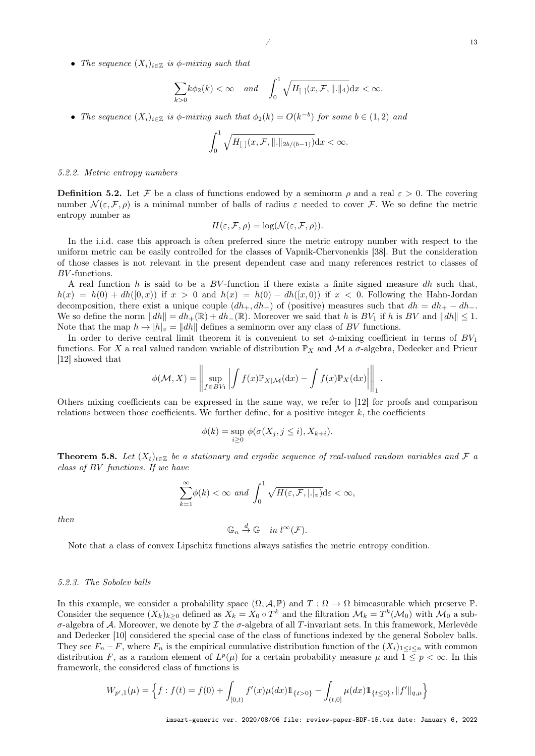- *The sequence $(X_i)_{i\in\mathbb{Z}}$ is $\phi$-mixing such that*

$$\sum_{k>0} k\phi_2(k) < \infty \quad and \quad \int_0^1 \sqrt{H_{[\,]}(x, \mathcal{F}, \|.\|_4)}\mathrm{d}x < \infty.$$

- *The sequence $(X_i)_{i\in\mathbb{Z}}$ is $\phi$-mixing such that $\phi_2(k) = O(k^{-b})$ for some $b \in (1,2)$ and*

$$\int_0^1 \sqrt{H_{[\,]}(x, \mathcal{F}, \|.\|_{2b/(b-1)})}\mathrm{d}x < \infty.$$

#### 5.2.2. Metric entropy numbers

**Definition 5.2.** Let $\mathcal{F}$ be a class of functions endowed by a seminorm $\rho$ and a real $\varepsilon > 0$. The covering number $\mathcal{N}(\varepsilon, \mathcal{F}, \rho)$ is a minimal number of balls of radius $\varepsilon$ needed to cover $\mathcal{F}$. We so define the metric entropy number as

$$H(\varepsilon, \mathcal{F}, \rho) = \log(\mathcal{N}(\varepsilon, \mathcal{F}, \rho)).$$

In the i.i.d. case this approach is often preferred since the metric entropy number with respect to the uniform metric can be easily controlled for the classes of Vapnik-Chervonenkis [38]. But the consideration of those classes is not relevant in the present dependent case and many references restrict to classes of $BV$-functions.

A real function $h$ is said to be a $BV$-function if there exists a finite signed measure $dh$ such that, $h(x) = h(0) + dh([0, x))$ if $x > 0$ and $h(x) = h(0) - dh([x, 0))$ if $x < 0$. Following the Hahn-Jordan decomposition, there exist a unique couple $(dh_+, dh_-)$ of (positive) measures such that $dh = dh_+ - dh_-$. We so define the norm $\|dh\| = dh_+(\mathbb{R}) + dh_-(\mathbb{R})$. Moreover we said that $h$ is $BV_1$ if $h$ is $BV$ and $\|dh\| \leq 1$. Note that the map $h \mapsto |h|_v = \|dh\|$ defines a seminorm over any class of $BV$ functions.

In order to derive central limit theorem it is convenient to set $\phi$-mixing coefficient in terms of $BV_1$ functions. For $X$ a real valued random variable of distribution $\mathbb{P}_X$ and $\mathcal{M}$ a $\sigma$-algebra, Dedecker and Prieur [12] showed that

$$\phi(\mathcal{M}, X) = \left\| \sup_{f \in BV_1} \left| \int f(x)\mathbb{P}_{X|\mathcal{M}}(\mathrm{d}x) - \int f(x)\mathbb{P}_X(\mathrm{d}x) \right| \right\|_1.$$

Others mixing coefficients can be expressed in the same way, we refer to [12] for proofs and comparison relations between those coefficients. We further define, for a positive integer $k$, the coefficients

$$\phi(k) = \sup_{i \geq 0} \phi(\sigma(X_j, j \leq i), X_{k+i}).$$

**Theorem 5.8.** *Let $(X_t)_{t\in\mathbb{Z}}$ be a stationary and ergodic sequence of real-valued random variables and $\mathcal{F}$ a class of BV functions. If we have*

$$\sum_{k=1}^{\infty} \phi(k) < \infty \text{ and } \int_0^1 \sqrt{H(\varepsilon, \mathcal{F}, |.|_v)}\mathrm{d}\varepsilon < \infty,$$

*then*

$$\mathbb{G}_n \xrightarrow{d} \mathbb{G} \quad in\ l^\infty(\mathcal{F}).$$

Note that a class of convex Lipschitz functions always satisfies the metric entropy condition.

#### 5.2.3. The Sobolev balls

In this example, we consider a probability space $(\Omega, \mathcal{A}, \mathbb{P})$ and $T : \Omega \to \Omega$ bimeasurable which preserve $\mathbb{P}$. Consider the sequence $(X_k)_{k\geq 0}$ defined as $X_k = X_0 \circ T^k$ and the filtration $\mathcal{M}_k = T^k(\mathcal{M}_0)$ with $\mathcal{M}_0$ a sub-$\sigma$-algebra of $\mathcal{A}$. Moreover, we denote by $\mathcal{I}$ the $\sigma$-algebra of all $T$-invariant sets. In this framework, Merlevède and Dedecker [10] considered the special case of the class of functions indexed by the general Sobolev balls. They see $F_n - F$, where $F_n$ is the empirical cumulative distribution function of the $(X_i)_{1\leq i\leq n}$ with common distribution $F$, as a random element of $L^p(\mu)$ for a certain probability measure $\mu$ and $1 \leq p < \infty$. In this framework, the considered class of functions is

$$W_{p',1}(\mu) = \Big\{ f : f(t) = f(0) + \int_{[0,t)} f'(x)\mu(dx)\mathbb{1}_{\{t>0\}} - \int_{(t,0]} \mu(dx)\mathbb{1}_{\{t\leq 0\}}, \|f'\|_{q,\mu} \Big\}$$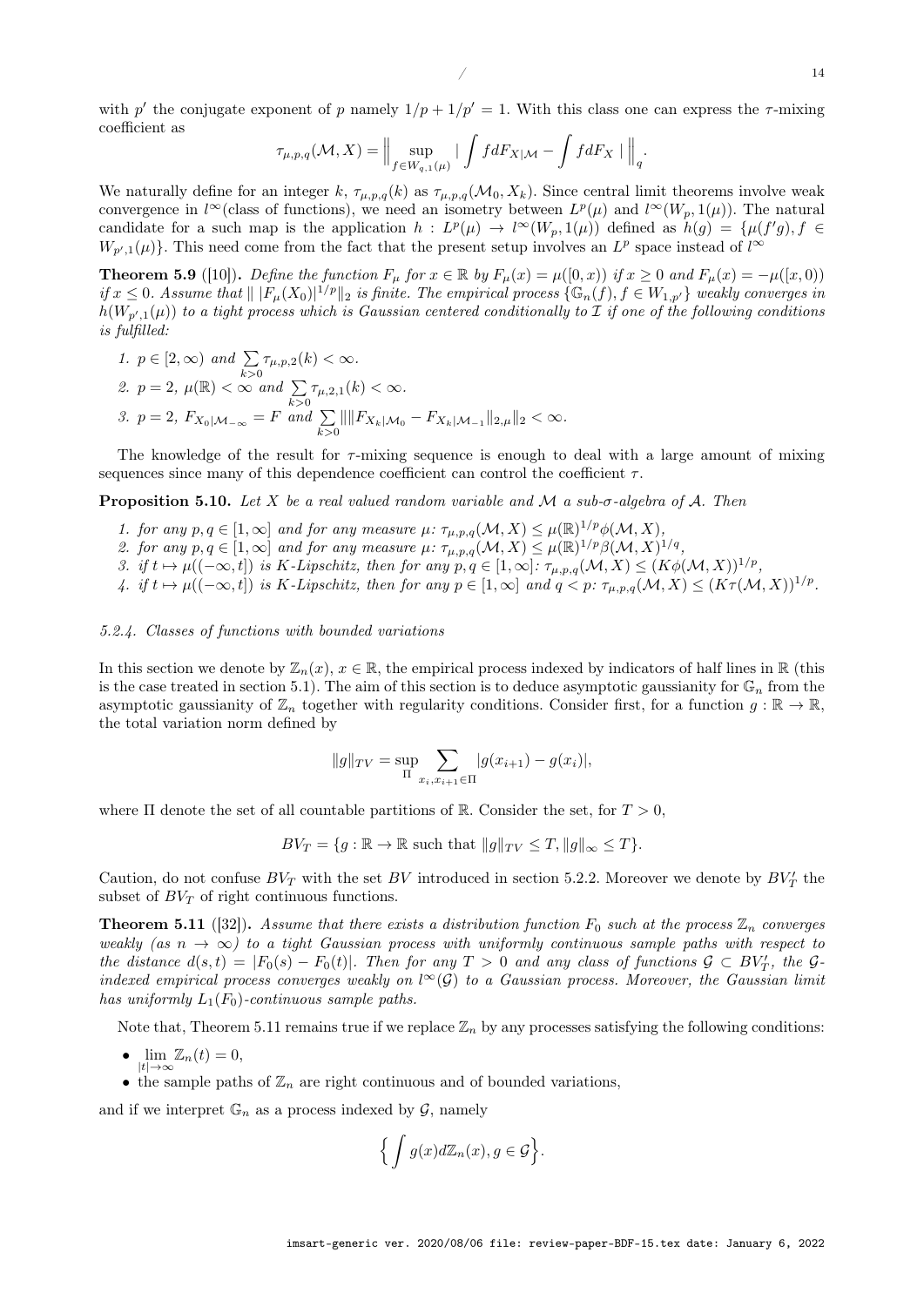with $p'$ the conjugate exponent of $p$ namely $1/p + 1/p' = 1$. With this class one can express the $\tau$-mixing coefficient as

$$\tau_{\mu,p,q}(\mathcal{M}, X) = \Big\| \sup_{f \in W_{q,1}(\mu)} \Big| \int f dF_{X|\mathcal{M}} - \int f dF_X \Big| \Big\|_q.$$

We naturally define for an integer $k$, $\tau_{\mu,p,q}(k)$ as $\tau_{\mu,p,q}(\mathcal{M}_0, X_k)$. Since central limit theorems involve weak convergence in $l^\infty$(class of functions), we need an isometry between $L^p(\mu)$ and $l^\infty(W_p, 1(\mu))$. The natural candidate for a such map is the application $h : L^p(\mu) \to l^\infty(W_p, 1(\mu))$ defined as $h(g) = \{\mu(f'g), f \in W_{p',1}(\mu)\}$. This need come from the fact that the present setup involves an $L^p$ space instead of $l^\infty$

**Theorem 5.9** ([10]). *Define the function $F_\mu$ for $x \in \mathbb{R}$ by $F_\mu(x) = \mu([0, x))$ if $x \geq 0$ and $F_\mu(x) = -\mu([x, 0))$ if $x \leq 0$. Assume that $\| \, |F_\mu(X_0)|^{1/p} \|_2$ is finite. The empirical process $\{\mathbb{G}_n(f), f \in W_{1,p'}\}$ weakly converges in $h(W_{p',1}(\mu))$ to a tight process which is Gaussian centered conditionally to $\mathcal{I}$ if one of the following conditions is fulfilled:*

1. *$p \in [2, \infty)$ and $\sum_{k>0} \tau_{\mu,p,2}(k) < \infty$.*
2. *$p = 2$, $\mu(\mathbb{R}) < \infty$ and $\sum_{k>0} \tau_{\mu,2,1}(k) < \infty$.*
3. *$p = 2$, $F_{X_0|\mathcal{M}_{-\infty}} = F$ and $\sum_{k>0} \| \| F_{X_k|\mathcal{M}_0} - F_{X_k|\mathcal{M}_{-1}} \|_{2,\mu} \|_2 < \infty$.*

The knowledge of the result for $\tau$-mixing sequence is enough to deal with a large amount of mixing sequences since many of this dependence coefficient can control the coefficient $\tau$.

**Proposition 5.10.** *Let $X$ be a real valued random variable and $\mathcal{M}$ a sub-$\sigma$-algebra of $\mathcal{A}$. Then*

1. *for any $p, q \in [1, \infty]$ and for any measure $\mu$: $\tau_{\mu,p,q}(\mathcal{M}, X) \leq \mu(\mathbb{R})^{1/p} \phi(\mathcal{M}, X)$,*
2. *for any $p, q \in [1, \infty]$ and for any measure $\mu$: $\tau_{\mu,p,q}(\mathcal{M}, X) \leq \mu(\mathbb{R})^{1/p} \beta(\mathcal{M}, X)^{1/q}$,*
3. *if $t \mapsto \mu((-\infty, t])$ is $K$-Lipschitz, then for any $p, q \in [1, \infty]$: $\tau_{\mu,p,q}(\mathcal{M}, X) \leq (K\phi(\mathcal{M}, X))^{1/p}$,*
4. *if $t \mapsto \mu((-\infty, t])$ is $K$-Lipschitz, then for any $p \in [1, \infty]$ and $q < p$: $\tau_{\mu,p,q}(\mathcal{M}, X) \leq (K\tau(\mathcal{M}, X))^{1/p}$.*

#### *5.2.4. Classes of functions with bounded variations*

In this section we denote by $\mathbb{Z}_n(x)$, $x \in \mathbb{R}$, the empirical process indexed by indicators of half lines in $\mathbb{R}$ (this is the case treated in section 5.1). The aim of this section is to deduce asymptotic gaussianity for $\mathbb{G}_n$ from the asymptotic gaussianity of $\mathbb{Z}_n$ together with regularity conditions. Consider first, for a function $g : \mathbb{R} \to \mathbb{R}$, the total variation norm defined by

$$\|g\|_{TV} = \sup_{\Pi} \sum_{x_i, x_{i+1} \in \Pi} |g(x_{i+1}) - g(x_i)|,$$

where $\Pi$ denote the set of all countable partitions of $\mathbb{R}$. Consider the set, for $T > 0$,

$$BV_T = \{g : \mathbb{R} \to \mathbb{R} \text{ such that } \|g\|_{TV} \leq T, \|g\|_\infty \leq T\}.$$

Caution, do not confuse $BV_T$ with the set $BV$ introduced in section 5.2.2. Moreover we denote by $BV'_T$ the subset of $BV_T$ of right continuous functions.

**Theorem 5.11** ([32]). *Assume that there exists a distribution function $F_0$ such at the process $\mathbb{Z}_n$ converges weakly (as $n \to \infty$) to a tight Gaussian process with uniformly continuous sample paths with respect to the distance $d(s, t) = |F_0(s) - F_0(t)|$. Then for any $T > 0$ and any class of functions $\mathcal{G} \subset BV'_T$, the $\mathcal{G}$-indexed empirical process converges weakly on $l^\infty(\mathcal{G})$ to a Gaussian process. Moreover, the Gaussian limit has uniformly $L_1(F_0)$-continuous sample paths.*

Note that, Theorem 5.11 remains true if we replace $\mathbb{Z}_n$ by any processes satisfying the following conditions:

- $\lim_{|t| \to \infty} \mathbb{Z}_n(t) = 0$,
- the sample paths of $\mathbb{Z}_n$ are right continuous and of bounded variations,

and if we interpret $\mathbb{G}_n$ as a process indexed by $\mathcal{G}$, namely

$$\Big\{ \int g(x) d\mathbb{Z}_n(x), g \in \mathcal{G} \Big\}.$$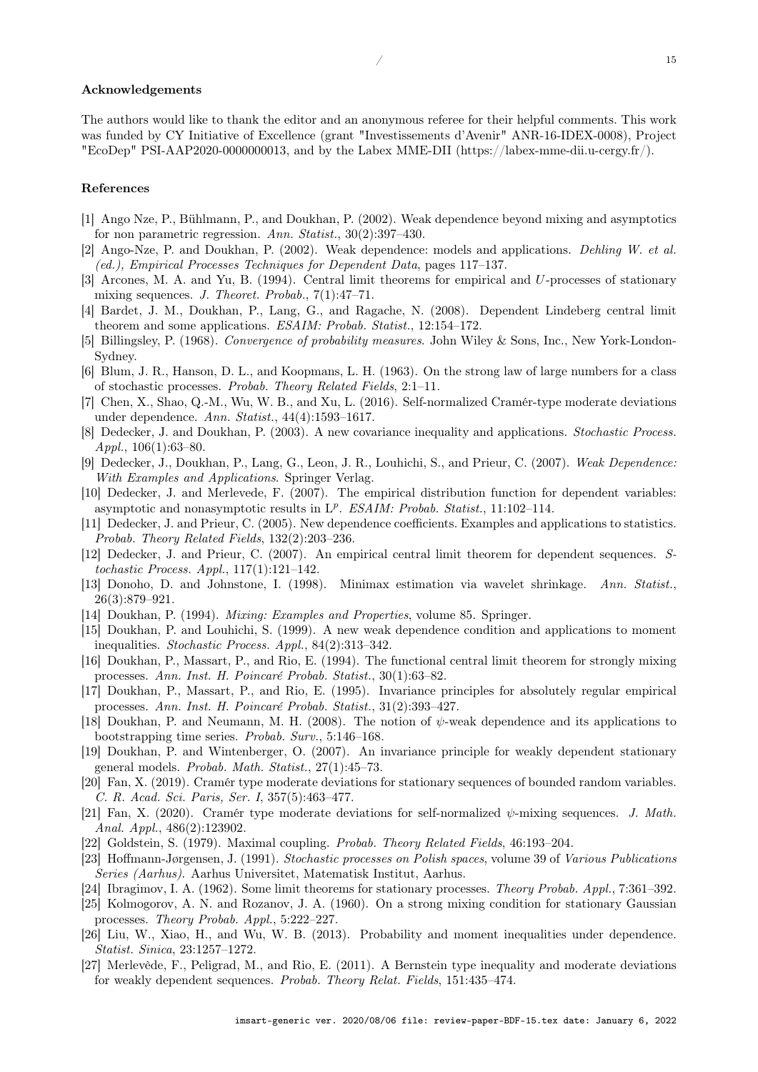#### Acknowledgements

The authors would like to thank the editor and an anonymous referee for their helpful comments. This work was funded by CY Initiative of Excellence (grant "Investissements d'Avenir" ANR-16-IDEX-0008), Project "EcoDep" PSI-AAP2020-0000000013, and by the Labex MME-DII (https://labex-mme-dii.u-cergy.fr/).

#### References

[1] Ango Nze, P., Bühlmann, P., and Doukhan, P. (2002). Weak dependence beyond mixing and asymptotics for non parametric regression. *Ann. Statist.*, 30(2):397–430.

[2] Ango-Nze, P. and Doukhan, P. (2002). Weak dependence: models and applications. *Dehling W. et al. (ed.), Empirical Processes Techniques for Dependent Data*, pages 117–137.

[3] Arcones, M. A. and Yu, B. (1994). Central limit theorems for empirical and $U$-processes of stationary mixing sequences. *J. Theoret. Probab.*, 7(1):47–71.

[4] Bardet, J. M., Doukhan, P., Lang, G., and Ragache, N. (2008). Dependent Lindeberg central limit theorem and some applications. *ESAIM: Probab. Statist.*, 12:154–172.

[5] Billingsley, P. (1968). *Convergence of probability measures*. John Wiley & Sons, Inc., New York-London-Sydney.

[6] Blum, J. R., Hanson, D. L., and Koopmans, L. H. (1963). On the strong law of large numbers for a class of stochastic processes. *Probab. Theory Related Fields*, 2:1–11.

[7] Chen, X., Shao, Q.-M., Wu, W. B., and Xu, L. (2016). Self-normalized Cramér-type moderate deviations under dependence. *Ann. Statist.*, 44(4):1593–1617.

[8] Dedecker, J. and Doukhan, P. (2003). A new covariance inequality and applications. *Stochastic Process. Appl.*, 106(1):63–80.

[9] Dedecker, J., Doukhan, P., Lang, G., Leon, J. R., Louhichi, S., and Prieur, C. (2007). *Weak Dependence: With Examples and Applications*. Springer Verlag.

[10] Dedecker, J. and Merlevede, F. (2007). The empirical distribution function for dependent variables: asymptotic and nonasymptotic results in $\mathrm{L}^p$. *ESAIM: Probab. Statist.*, 11:102–114.

[11] Dedecker, J. and Prieur, C. (2005). New dependence coefficients. Examples and applications to statistics. *Probab. Theory Related Fields*, 132(2):203–236.

[12] Dedecker, J. and Prieur, C. (2007). An empirical central limit theorem for dependent sequences. *Stochastic Process. Appl.*, 117(1):121–142.

[13] Donoho, D. and Johnstone, I. (1998). Minimax estimation via wavelet shrinkage. *Ann. Statist.*, 26(3):879–921.

[14] Doukhan, P. (1994). *Mixing: Examples and Properties*, volume 85. Springer.

[15] Doukhan, P. and Louhichi, S. (1999). A new weak dependence condition and applications to moment inequalities. *Stochastic Process. Appl.*, 84(2):313–342.

[16] Doukhan, P., Massart, P., and Rio, E. (1994). The functional central limit theorem for strongly mixing processes. *Ann. Inst. H. Poincaré Probab. Statist.*, 30(1):63–82.

[17] Doukhan, P., Massart, P., and Rio, E. (1995). Invariance principles for absolutely regular empirical processes. *Ann. Inst. H. Poincaré Probab. Statist.*, 31(2):393–427.

[18] Doukhan, P. and Neumann, M. H. (2008). The notion of $\psi$-weak dependence and its applications to bootstrapping time series. *Probab. Surv.*, 5:146–168.

[19] Doukhan, P. and Wintenberger, O. (2007). An invariance principle for weakly dependent stationary general models. *Probab. Math. Statist.*, 27(1):45–73.

[20] Fan, X. (2019). Cramér type moderate deviations for stationary sequences of bounded random variables. *C. R. Acad. Sci. Paris, Ser. I*, 357(5):463–477.

[21] Fan, X. (2020). Cramér type moderate deviations for self-normalized $\psi$-mixing sequences. *J. Math. Anal. Appl.*, 486(2):123902.

[22] Goldstein, S. (1979). Maximal coupling. *Probab. Theory Related Fields*, 46:193–204.

[23] Hoffmann-Jørgensen, J. (1991). *Stochastic processes on Polish spaces*, volume 39 of *Various Publications Series (Aarhus)*. Aarhus Universitet, Matematisk Institut, Aarhus.

[24] Ibragimov, I. A. (1962). Some limit theorems for stationary processes. *Theory Probab. Appl.*, 7:361–392.

[25] Kolmogorov, A. N. and Rozanov, J. A. (1960). On a strong mixing condition for stationary Gaussian processes. *Theory Probab. Appl.*, 5:222–227.

[26] Liu, W., Xiao, H., and Wu, W. B. (2013). Probability and moment inequalities under dependence. *Statist. Sinica*, 23:1257–1272.

[27] Merlevède, F., Peligrad, M., and Rio, E. (2011). A Bernstein type inequality and moderate deviations for weakly dependent sequences. *Probab. Theory Relat. Fields*, 151:435–474.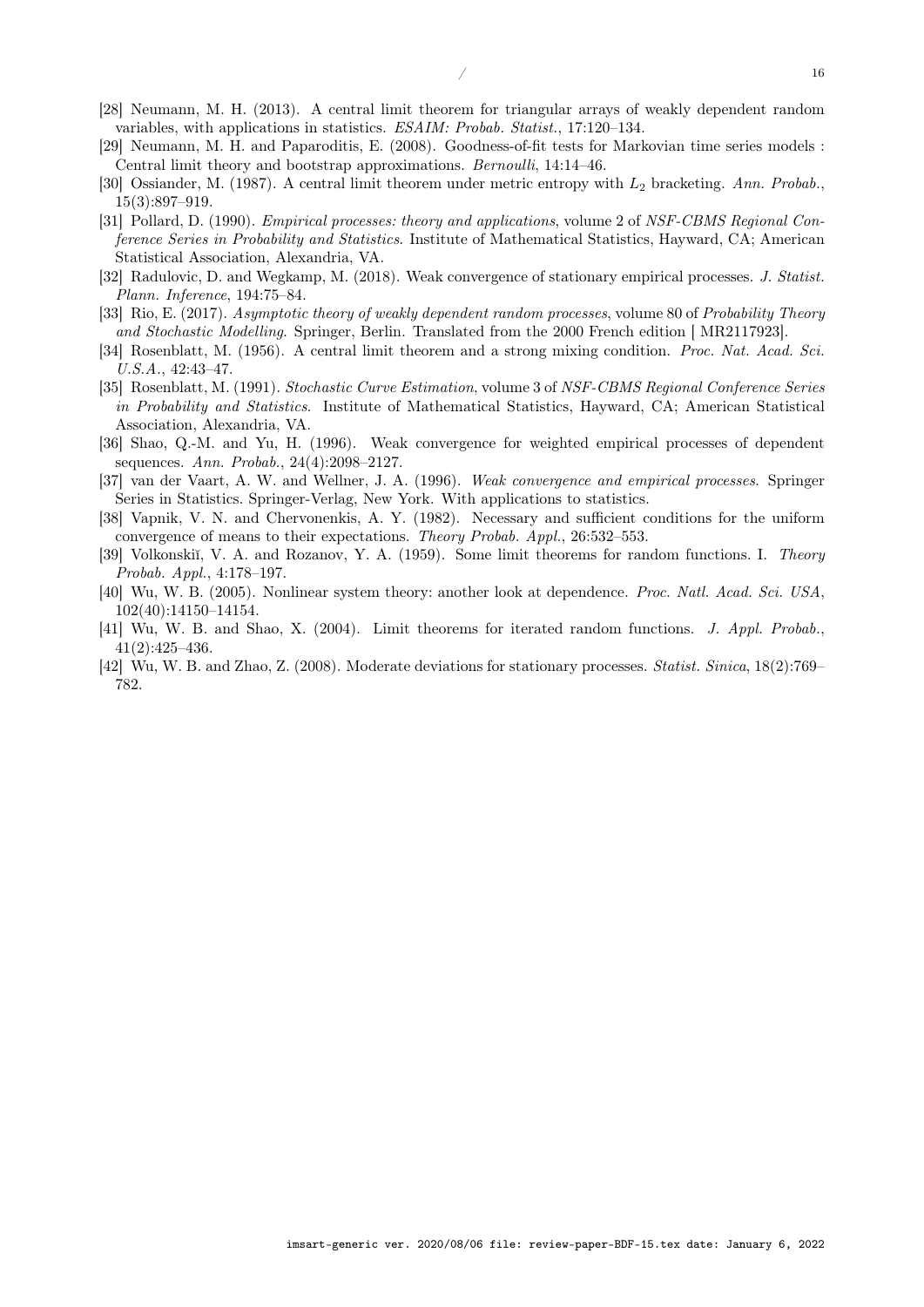[28] Neumann, M. H. (2013). A central limit theorem for triangular arrays of weakly dependent random variables, with applications in statistics. *ESAIM: Probab. Statist.*, 17:120–134.

[29] Neumann, M. H. and Paparoditis, E. (2008). Goodness-of-fit tests for Markovian time series models : Central limit theory and bootstrap approximations. *Bernoulli*, 14:14–46.

[30] Ossiander, M. (1987). A central limit theorem under metric entropy with $L_2$ bracketing. *Ann. Probab.*, 15(3):897–919.

[31] Pollard, D. (1990). *Empirical processes: theory and applications*, volume 2 of *NSF-CBMS Regional Conference Series in Probability and Statistics*. Institute of Mathematical Statistics, Hayward, CA; American Statistical Association, Alexandria, VA.

[32] Radulovic, D. and Wegkamp, M. (2018). Weak convergence of stationary empirical processes. *J. Statist. Plann. Inference*, 194:75–84.

[33] Rio, E. (2017). *Asymptotic theory of weakly dependent random processes*, volume 80 of *Probability Theory and Stochastic Modelling*. Springer, Berlin. Translated from the 2000 French edition [ MR2117923].

[34] Rosenblatt, M. (1956). A central limit theorem and a strong mixing condition. *Proc. Nat. Acad. Sci. U.S.A.*, 42:43–47.

[35] Rosenblatt, M. (1991). *Stochastic Curve Estimation*, volume 3 of *NSF-CBMS Regional Conference Series in Probability and Statistics*. Institute of Mathematical Statistics, Hayward, CA; American Statistical Association, Alexandria, VA.

[36] Shao, Q.-M. and Yu, H. (1996). Weak convergence for weighted empirical processes of dependent sequences. *Ann. Probab.*, 24(4):2098–2127.

[37] van der Vaart, A. W. and Wellner, J. A. (1996). *Weak convergence and empirical processes*. Springer Series in Statistics. Springer-Verlag, New York. With applications to statistics.

[38] Vapnik, V. N. and Chervonenkis, A. Y. (1982). Necessary and sufficient conditions for the uniform convergence of means to their expectations. *Theory Probab. Appl.*, 26:532–553.

[39] Volkonskiĭ, V. A. and Rozanov, Y. A. (1959). Some limit theorems for random functions. I. *Theory Probab. Appl.*, 4:178–197.

[40] Wu, W. B. (2005). Nonlinear system theory: another look at dependence. *Proc. Natl. Acad. Sci. USA*, 102(40):14150–14154.

[41] Wu, W. B. and Shao, X. (2004). Limit theorems for iterated random functions. *J. Appl. Probab.*, 41(2):425–436.

[42] Wu, W. B. and Zhao, Z. (2008). Moderate deviations for stationary processes. *Statist. Sinica*, 18(2):769–782.